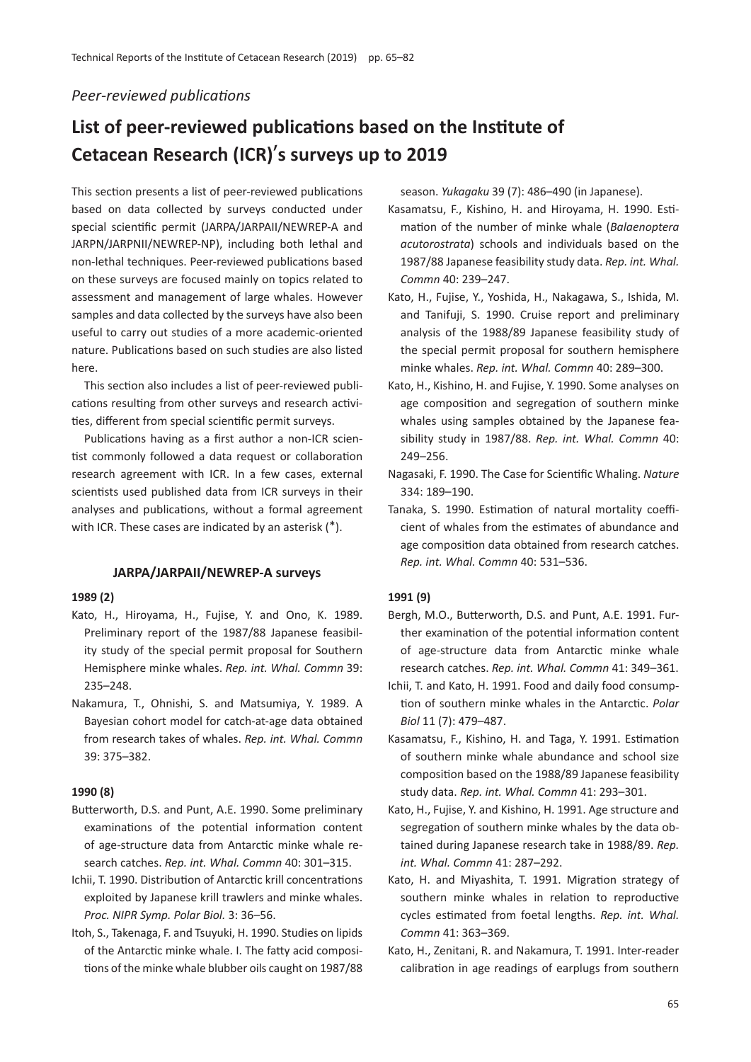*Peer-reviewed publications*

# List of peer-reviewed publications based on the Institute of Cetacean Research (ICR)'s surveys up to 2019

This section presents a list of peer-reviewed publications based on data collected by surveys conducted under special scientific permit (JARPA/JARPAII/NEWREP-A and JARPN/JARPNII/NEWREP-NP), including both lethal and non-lethal techniques. Peer-reviewed publications based on these surveys are focused mainly on topics related to assessment and management of large whales. However samples and data collected by the surveys have also been useful to carry out studies of a more academic-oriented nature. Publications based on such studies are also listed here.

This section also includes a list of peer-reviewed publications resulting from other surveys and research activities, different from special scientific permit surveys.

Publications having as a first author a non-ICR scientist commonly followed a data request or collaboration research agreement with ICR. In a few cases, external scientists used published data from ICR surveys in their analyses and publications, without a formal agreement with ICR. These cases are indicated by an asterisk (*).

## JARPA/JARPAII/NEWREP-A surveys

### 1989 (2)

Kato, H., Hiroyama, H., Fujise, Y. and Ono, K. 1989. Preliminary report of the 1987/88 Japanese feasibility study of the special permit proposal for Southern Hemisphere minke whales. *Rep. int. Whal. Commn* 39: 235–248.

Nakamura, T., Ohnishi, S. and Matsumiya, Y. 1989. A Bayesian cohort model for catch-at-age data obtained from research takes of whales. *Rep. int. Whal. Commn* 39: 375–382.

### 1990 (8)

Butterworth, D.S. and Punt, A.E. 1990. Some preliminary examinations of the potential information content of age-structure data from Antarctic minke whale research catches. *Rep. int. Whal. Commn* 40: 301–315.

Ichii, T. 1990. Distribution of Antarctic krill concentrations exploited by Japanese krill trawlers and minke whales. *Proc. NIPR Symp. Polar Biol.* 3: 36–56.

Itoh, S., Takenaga, F. and Tsuyuki, H. 1990. Studies on lipids of the Antarctic minke whale. I. The fatty acid compositions of the minke whale blubber oils caught on 1987/88 season. *Yukagaku* 39 (7): 486–490 (in Japanese).

Kasamatsu, F., Kishino, H. and Hiroyama, H. 1990. Estimation of the number of minke whale (*Balaenoptera acutorostrata*) schools and individuals based on the 1987/88 Japanese feasibility study data. *Rep. int. Whal. Commn* 40: 239–247.

Kato, H., Fujise, Y., Yoshida, H., Nakagawa, S., Ishida, M. and Tanifuji, S. 1990. Cruise report and preliminary analysis of the 1988/89 Japanese feasibility study of the special permit proposal for southern hemisphere minke whales. *Rep. int. Whal. Commn* 40: 289–300.

Kato, H., Kishino, H. and Fujise, Y. 1990. Some analyses on age composition and segregation of southern minke whales using samples obtained by the Japanese feasibility study in 1987/88. *Rep. int. Whal. Commn* 40: 249–256.

Nagasaki, F. 1990. The Case for Scientific Whaling. *Nature* 334: 189–190.

Tanaka, S. 1990. Estimation of natural mortality coefficient of whales from the estimates of abundance and age composition data obtained from research catches. *Rep. int. Whal. Commn* 40: 531–536.

### 1991 (9)

Bergh, M.O., Butterworth, D.S. and Punt, A.E. 1991. Further examination of the potential information content of age-structure data from Antarctic minke whale research catches. *Rep. int. Whal. Commn* 41: 349–361.

Ichii, T. and Kato, H. 1991. Food and daily food consumption of southern minke whales in the Antarctic. *Polar Biol* 11 (7): 479–487.

Kasamatsu, F., Kishino, H. and Taga, Y. 1991. Estimation of southern minke whale abundance and school size composition based on the 1988/89 Japanese feasibility study data. *Rep. int. Whal. Commn* 41: 293–301.

Kato, H., Fujise, Y. and Kishino, H. 1991. Age structure and segregation of southern minke whales by the data obtained during Japanese research take in 1988/89. *Rep. int. Whal. Commn* 41: 287–292.

Kato, H. and Miyashita, T. 1991. Migration strategy of southern minke whales in relation to reproductive cycles estimated from foetal lengths. *Rep. int. Whal. Commn* 41: 363–369.

Kato, H., Zenitani, R. and Nakamura, T. 1991. Inter-reader calibration in age readings of earplugs from southern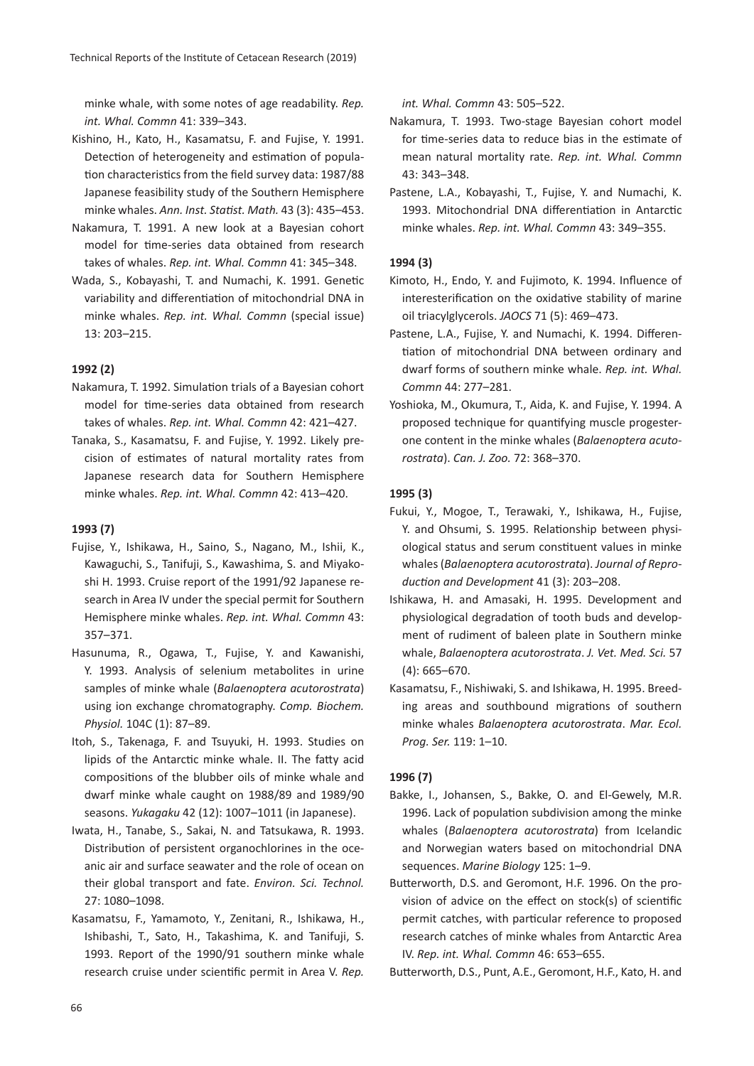minke whale, with some notes of age readability. *Rep. int. Whal. Commn* 41: 339–343.

Kishino, H., Kato, H., Kasamatsu, F. and Fujise, Y. 1991. Detection of heterogeneity and estimation of population characteristics from the field survey data: 1987/88 Japanese feasibility study of the Southern Hemisphere minke whales. *Ann. Inst. Statist. Math.* 43 (3): 435–453.

Nakamura, T. 1991. A new look at a Bayesian cohort model for time-series data obtained from research takes of whales. *Rep. int. Whal. Commn* 41: 345–348.

Wada, S., Kobayashi, T. and Numachi, K. 1991. Genetic variability and differentiation of mitochondrial DNA in minke whales. *Rep. int. Whal. Commn* (special issue) 13: 203–215.

**1992 (2)**

Nakamura, T. 1992. Simulation trials of a Bayesian cohort model for time-series data obtained from research takes of whales. *Rep. int. Whal. Commn* 42: 421–427.

Tanaka, S., Kasamatsu, F. and Fujise, Y. 1992. Likely precision of estimates of natural mortality rates from Japanese research data for Southern Hemisphere minke whales. *Rep. int. Whal. Commn* 42: 413–420.

**1993 (7)**

Fujise, Y., Ishikawa, H., Saino, S., Nagano, M., Ishii, K., Kawaguchi, S., Tanifuji, S., Kawashima, S. and Miyakoshi H. 1993. Cruise report of the 1991/92 Japanese research in Area IV under the special permit for Southern Hemisphere minke whales. *Rep. int. Whal. Commn* 43: 357–371.

Hasunuma, R., Ogawa, T., Fujise, Y. and Kawanishi, Y. 1993. Analysis of selenium metabolites in urine samples of minke whale (*Balaenoptera acutorostrata*) using ion exchange chromatography. *Comp. Biochem. Physiol.* 104C (1): 87–89.

Itoh, S., Takenaga, F. and Tsuyuki, H. 1993. Studies on lipids of the Antarctic minke whale. II. The fatty acid compositions of the blubber oils of minke whale and dwarf minke whale caught on 1988/89 and 1989/90 seasons. *Yukagaku* 42 (12): 1007–1011 (in Japanese).

Iwata, H., Tanabe, S., Sakai, N. and Tatsukawa, R. 1993. Distribution of persistent organochlorines in the oceanic air and surface seawater and the role of ocean on their global transport and fate. *Environ. Sci. Technol.* 27: 1080–1098.

Kasamatsu, F., Yamamoto, Y., Zenitani, R., Ishikawa, H., Ishibashi, T., Sato, H., Takashima, K. and Tanifuji, S. 1993. Report of the 1990/91 southern minke whale research cruise under scientific permit in Area V. *Rep. int. Whal. Commn* 43: 505–522.

Nakamura, T. 1993. Two-stage Bayesian cohort model for time-series data to reduce bias in the estimate of mean natural mortality rate. *Rep. int. Whal. Commn* 43: 343–348.

Pastene, L.A., Kobayashi, T., Fujise, Y. and Numachi, K. 1993. Mitochondrial DNA differentiation in Antarctic minke whales. *Rep. int. Whal. Commn* 43: 349–355.

**1994 (3)**

Kimoto, H., Endo, Y. and Fujimoto, K. 1994. Influence of interesterification on the oxidative stability of marine oil triacylglycerols. *JAOCS* 71 (5): 469–473.

Pastene, L.A., Fujise, Y. and Numachi, K. 1994. Differentiation of mitochondrial DNA between ordinary and dwarf forms of southern minke whale. *Rep. int. Whal. Commn* 44: 277–281.

Yoshioka, M., Okumura, T., Aida, K. and Fujise, Y. 1994. A proposed technique for quantifying muscle progesterone content in the minke whales (*Balaenoptera acutorostrata*). *Can. J. Zoo.* 72: 368–370.

**1995 (3)**

Fukui, Y., Mogoe, T., Terawaki, Y., Ishikawa, H., Fujise, Y. and Ohsumi, S. 1995. Relationship between physiological status and serum constituent values in minke whales (*Balaenoptera acutorostrata*). *Journal of Reproduction and Development* 41 (3): 203–208.

Ishikawa, H. and Amasaki, H. 1995. Development and physiological degradation of tooth buds and development of rudiment of baleen plate in Southern minke whale, *Balaenoptera acutorostrata*. *J. Vet. Med. Sci.* 57 (4): 665–670.

Kasamatsu, F., Nishiwaki, S. and Ishikawa, H. 1995. Breeding areas and southbound migrations of southern minke whales *Balaenoptera acutorostrata*. *Mar. Ecol. Prog. Ser.* 119: 1–10.

**1996 (7)**

Bakke, I., Johansen, S., Bakke, O. and El-Gewely, M.R. 1996. Lack of population subdivision among the minke whales (*Balaenoptera acutorostrata*) from Icelandic and Norwegian waters based on mitochondrial DNA sequences. *Marine Biology* 125: 1–9.

Butterworth, D.S. and Geromont, H.F. 1996. On the provision of advice on the effect on stock(s) of scientific permit catches, with particular reference to proposed research catches of minke whales from Antarctic Area IV. *Rep. int. Whal. Commn* 46: 653–655.

Butterworth, D.S., Punt, A.E., Geromont, H.F., Kato, H. and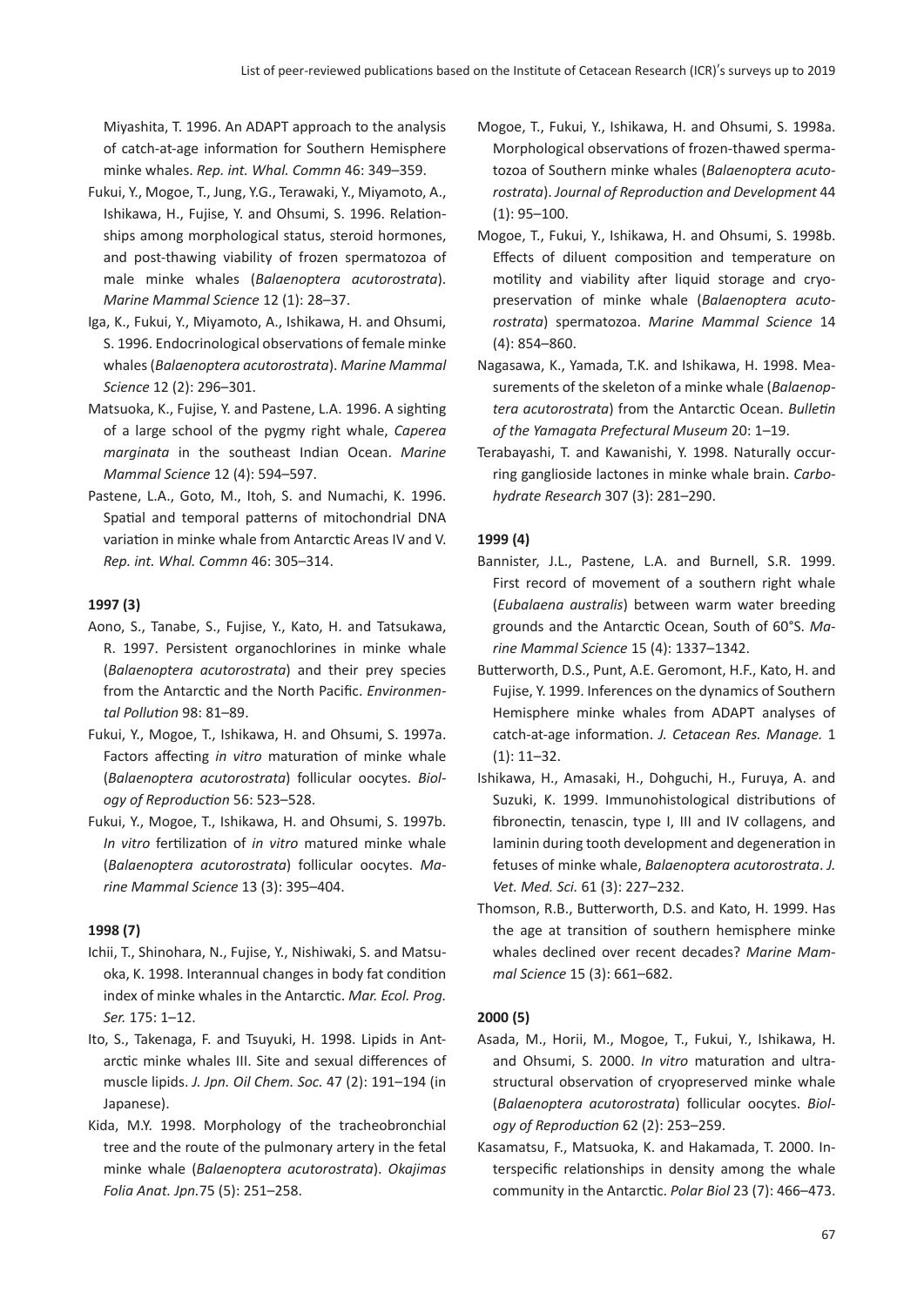Miyashita, T. 1996. An ADAPT approach to the analysis of catch-at-age information for Southern Hemisphere minke whales. *Rep. int. Whal. Commn* 46: 349–359.

Fukui, Y., Mogoe, T., Jung, Y.G., Terawaki, Y., Miyamoto, A., Ishikawa, H., Fujise, Y. and Ohsumi, S. 1996. Relationships among morphological status, steroid hormones, and post-thawing viability of frozen spermatozoa of male minke whales (*Balaenoptera acutorostrata*). *Marine Mammal Science* 12 (1): 28–37.

Iga, K., Fukui, Y., Miyamoto, A., Ishikawa, H. and Ohsumi, S. 1996. Endocrinological observations of female minke whales (*Balaenoptera acutorostrata*). *Marine Mammal Science* 12 (2): 296–301.

Matsuoka, K., Fujise, Y. and Pastene, L.A. 1996. A sighting of a large school of the pygmy right whale, *Caperea marginata* in the southeast Indian Ocean. *Marine Mammal Science* 12 (4): 594–597.

Pastene, L.A., Goto, M., Itoh, S. and Numachi, K. 1996. Spatial and temporal patterns of mitochondrial DNA variation in minke whale from Antarctic Areas IV and V. *Rep. int. Whal. Commn* 46: 305–314.

**1997 (3)**

Aono, S., Tanabe, S., Fujise, Y., Kato, H. and Tatsukawa, R. 1997. Persistent organochlorines in minke whale (*Balaenoptera acutorostrata*) and their prey species from the Antarctic and the North Pacific. *Environmental Pollution* 98: 81–89.

Fukui, Y., Mogoe, T., Ishikawa, H. and Ohsumi, S. 1997a. Factors affecting *in vitro* maturation of minke whale (*Balaenoptera acutorostrata*) follicular oocytes. *Biology of Reproduction* 56: 523–528.

Fukui, Y., Mogoe, T., Ishikawa, H. and Ohsumi, S. 1997b. *In vitro* fertilization of *in vitro* matured minke whale (*Balaenoptera acutorostrata*) follicular oocytes. *Marine Mammal Science* 13 (3): 395–404.

**1998 (7)**

Ichii, T., Shinohara, N., Fujise, Y., Nishiwaki, S. and Matsuoka, K. 1998. Interannual changes in body fat condition index of minke whales in the Antarctic. *Mar. Ecol. Prog. Ser.* 175: 1–12.

Ito, S., Takenaga, F. and Tsuyuki, H. 1998. Lipids in Antarctic minke whales III. Site and sexual differences of muscle lipids. *J. Jpn. Oil Chem. Soc.* 47 (2): 191–194 (in Japanese).

Kida, M.Y. 1998. Morphology of the tracheobronchial tree and the route of the pulmonary artery in the fetal minke whale (*Balaenoptera acutorostrata*). *Okajimas Folia Anat. Jpn.*75 (5): 251–258.

Mogoe, T., Fukui, Y., Ishikawa, H. and Ohsumi, S. 1998a. Morphological observations of frozen-thawed spermatozoa of Southern minke whales (*Balaenoptera acutorostrata*). *Journal of Reproduction and Development* 44 (1): 95–100.

Mogoe, T., Fukui, Y., Ishikawa, H. and Ohsumi, S. 1998b. Effects of diluent composition and temperature on motility and viability after liquid storage and cryopreservation of minke whale (*Balaenoptera acutorostrata*) spermatozoa. *Marine Mammal Science* 14 (4): 854–860.

Nagasawa, K., Yamada, T.K. and Ishikawa, H. 1998. Measurements of the skeleton of a minke whale (*Balaenoptera acutorostrata*) from the Antarctic Ocean. *Bulletin of the Yamagata Prefectural Museum* 20: 1–19.

Terabayashi, T. and Kawanishi, Y. 1998. Naturally occurring ganglioside lactones in minke whale brain. *Carbohydrate Research* 307 (3): 281–290.

**1999 (4)**

Bannister, J.L., Pastene, L.A. and Burnell, S.R. 1999. First record of movement of a southern right whale (*Eubalaena australis*) between warm water breeding grounds and the Antarctic Ocean, South of 60°S. *Marine Mammal Science* 15 (4): 1337–1342.

Butterworth, D.S., Punt, A.E. Geromont, H.F., Kato, H. and Fujise, Y. 1999. Inferences on the dynamics of Southern Hemisphere minke whales from ADAPT analyses of catch-at-age information. *J. Cetacean Res. Manage.* 1 (1): 11–32.

Ishikawa, H., Amasaki, H., Dohguchi, H., Furuya, A. and Suzuki, K. 1999. Immunohistological distributions of fibronectin, tenascin, type I, III and IV collagens, and laminin during tooth development and degeneration in fetuses of minke whale, *Balaenoptera acutorostrata*. *J. Vet. Med. Sci.* 61 (3): 227–232.

Thomson, R.B., Butterworth, D.S. and Kato, H. 1999. Has the age at transition of southern hemisphere minke whales declined over recent decades? *Marine Mammal Science* 15 (3): 661–682.

**2000 (5)**

Asada, M., Horii, M., Mogoe, T., Fukui, Y., Ishikawa, H. and Ohsumi, S. 2000. *In vitro* maturation and ultrastructural observation of cryopreserved minke whale (*Balaenoptera acutorostrata*) follicular oocytes. *Biology of Reproduction* 62 (2): 253–259.

Kasamatsu, F., Matsuoka, K. and Hakamada, T. 2000. Interspecific relationships in density among the whale community in the Antarctic. *Polar Biol* 23 (7): 466–473.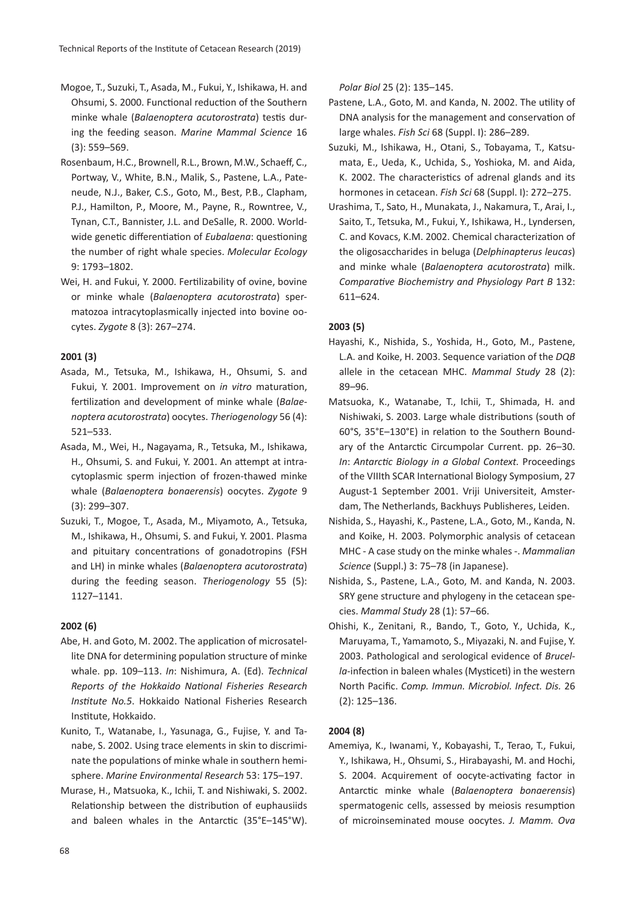Mogoe, T., Suzuki, T., Asada, M., Fukui, Y., Ishikawa, H. and Ohsumi, S. 2000. Functional reduction of the Southern minke whale (*Balaenoptera acutorostrata*) testis during the feeding season. *Marine Mammal Science* 16 (3): 559–569.

Rosenbaum, H.C., Brownell, R.L., Brown, M.W., Schaeff, C., Portway, V., White, B.N., Malik, S., Pastene, L.A., Pateneude, N.J., Baker, C.S., Goto, M., Best, P.B., Clapham, P.J., Hamilton, P., Moore, M., Payne, R., Rowntree, V., Tynan, C.T., Bannister, J.L. and DeSalle, R. 2000. Worldwide genetic differentiation of *Eubalaena*: questioning the number of right whale species. *Molecular Ecology* 9: 1793–1802.

Wei, H. and Fukui, Y. 2000. Fertilizability of ovine, bovine or minke whale (*Balaenoptera acutorostrata*) spermatozoa intracytoplasmically injected into bovine oocytes. *Zygote* 8 (3): 267–274.

**2001 (3)**

Asada, M., Tetsuka, M., Ishikawa, H., Ohsumi, S. and Fukui, Y. 2001. Improvement on *in vitro* maturation, fertilization and development of minke whale (*Balaenoptera acutorostrata*) oocytes. *Theriogenology* 56 (4): 521–533.

Asada, M., Wei, H., Nagayama, R., Tetsuka, M., Ishikawa, H., Ohsumi, S. and Fukui, Y. 2001. An attempt at intracytoplasmic sperm injection of frozen-thawed minke whale (*Balaenoptera bonaerensis*) oocytes. *Zygote* 9 (3): 299–307.

Suzuki, T., Mogoe, T., Asada, M., Miyamoto, A., Tetsuka, M., Ishikawa, H., Ohsumi, S. and Fukui, Y. 2001. Plasma and pituitary concentrations of gonadotropins (FSH and LH) in minke whales (*Balaenoptera acutorostrata*) during the feeding season. *Theriogenology* 55 (5): 1127–1141.

**2002 (6)**

Abe, H. and Goto, M. 2002. The application of microsatellite DNA for determining population structure of minke whale. pp. 109–113. *In*: Nishimura, A. (Ed). *Technical Reports of the Hokkaido National Fisheries Research Institute No.5*. Hokkaido National Fisheries Research Institute, Hokkaido.

Kunito, T., Watanabe, I., Yasunaga, G., Fujise, Y. and Tanabe, S. 2002. Using trace elements in skin to discriminate the populations of minke whale in southern hemisphere. *Marine Environmental Research* 53: 175–197.

Murase, H., Matsuoka, K., Ichii, T. and Nishiwaki, S. 2002. Relationship between the distribution of euphausiids and baleen whales in the Antarctic (35°E–145°W). *Polar Biol* 25 (2): 135–145.

Pastene, L.A., Goto, M. and Kanda, N. 2002. The utility of DNA analysis for the management and conservation of large whales. *Fish Sci* 68 (Suppl. I): 286–289.

Suzuki, M., Ishikawa, H., Otani, S., Tobayama, T., Katsumata, E., Ueda, K., Uchida, S., Yoshioka, M. and Aida, K. 2002. The characteristics of adrenal glands and its hormones in cetacean. *Fish Sci* 68 (Suppl. I): 272–275.

Urashima, T., Sato, H., Munakata, J., Nakamura, T., Arai, I., Saito, T., Tetsuka, M., Fukui, Y., Ishikawa, H., Lyndersen, C. and Kovacs, K.M. 2002. Chemical characterization of the oligosaccharides in beluga (*Delphinapterus leucas*) and minke whale (*Balaenoptera acutorostrata*) milk. *Comparative Biochemistry and Physiology Part B* 132: 611–624.

**2003 (5)**

Hayashi, K., Nishida, S., Yoshida, H., Goto, M., Pastene, L.A. and Koike, H. 2003. Sequence variation of the *DQB* allele in the cetacean MHC. *Mammal Study* 28 (2): 89–96.

Matsuoka, K., Watanabe, T., Ichii, T., Shimada, H. and Nishiwaki, S. 2003. Large whale distributions (south of 60°S, 35°E–130°E) in relation to the Southern Boundary of the Antarctic Circumpolar Current. pp. 26–30. *In*: *Antarctic Biology in a Global Context.* Proceedings of the VIIIth SCAR International Biology Symposium, 27 August-1 September 2001. Vriji Universiteit, Amsterdam, The Netherlands, Backhuys Publisheres, Leiden.

Nishida, S., Hayashi, K., Pastene, L.A., Goto, M., Kanda, N. and Koike, H. 2003. Polymorphic analysis of cetacean MHC - A case study on the minke whales -. *Mammalian Science* (Suppl.) 3: 75–78 (in Japanese).

Nishida, S., Pastene, L.A., Goto, M. and Kanda, N. 2003. SRY gene structure and phylogeny in the cetacean species. *Mammal Study* 28 (1): 57–66.

Ohishi, K., Zenitani, R., Bando, T., Goto, Y., Uchida, K., Maruyama, T., Yamamoto, S., Miyazaki, N. and Fujise, Y. 2003. Pathological and serological evidence of *Brucella*-infection in baleen whales (Mysticeti) in the western North Pacific. *Comp. Immun. Microbiol. Infect. Dis.* 26 (2): 125–136.

**2004 (8)**

Amemiya, K., Iwanami, Y., Kobayashi, T., Terao, T., Fukui, Y., Ishikawa, H., Ohsumi, S., Hirabayashi, M. and Hochi, S. 2004. Acquirement of oocyte-activating factor in Antarctic minke whale (*Balaenoptera bonaerensis*) spermatogenic cells, assessed by meiosis resumption of microinseminated mouse oocytes. *J. Mamm. Ova*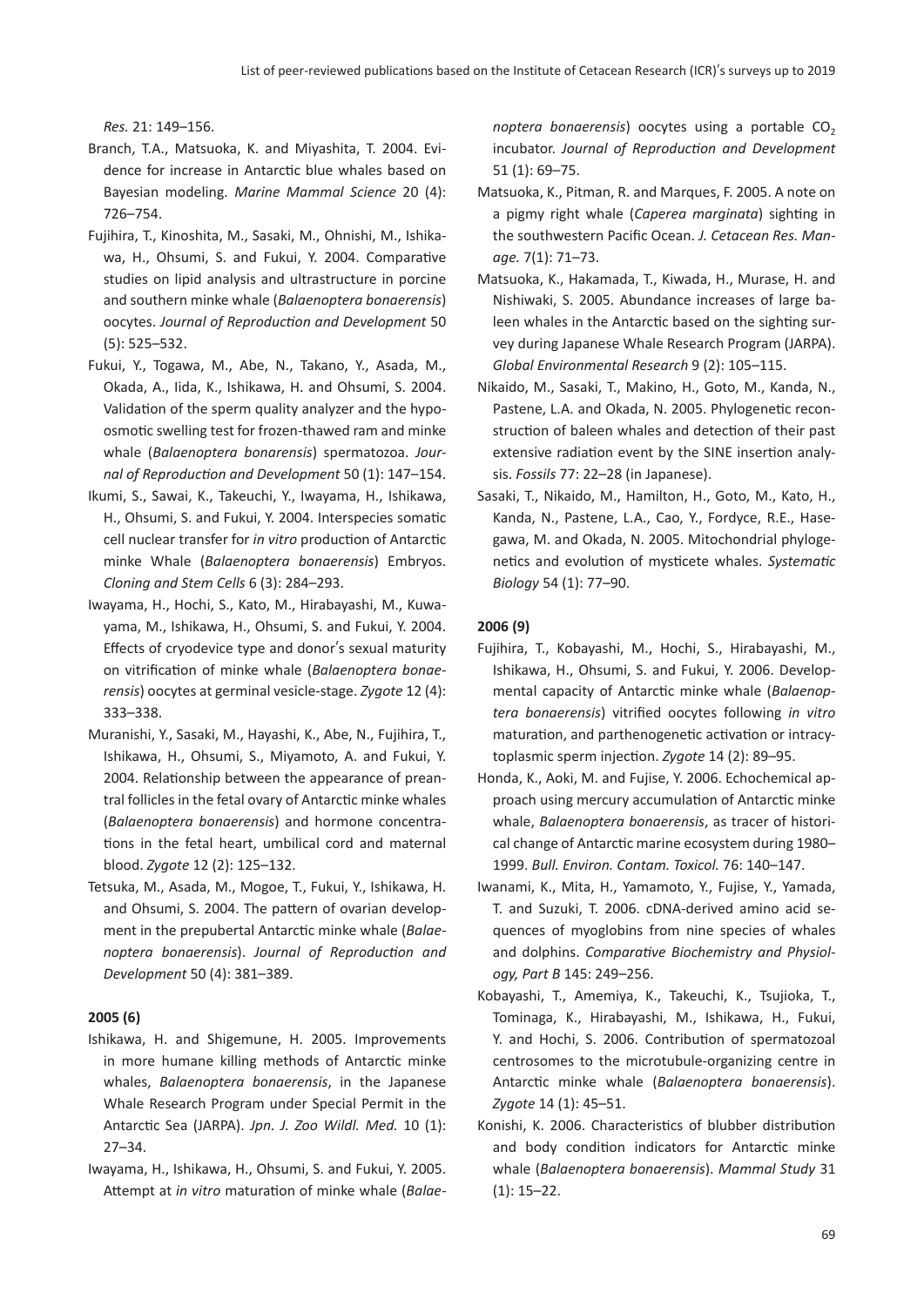*Res.* 21: 149–156.

Branch, T.A., Matsuoka, K. and Miyashita, T. 2004. Evidence for increase in Antarctic blue whales based on Bayesian modeling. *Marine Mammal Science* 20 (4): 726–754.

Fujihira, T., Kinoshita, M., Sasaki, M., Ohnishi, M., Ishikawa, H., Ohsumi, S. and Fukui, Y. 2004. Comparative studies on lipid analysis and ultrastructure in porcine and southern minke whale (*Balaenoptera bonaerensis*) oocytes. *Journal of Reproduction and Development* 50 (5): 525–532.

Fukui, Y., Togawa, M., Abe, N., Takano, Y., Asada, M., Okada, A., Iida, K., Ishikawa, H. and Ohsumi, S. 2004. Validation of the sperm quality analyzer and the hypo-osmotic swelling test for frozen-thawed ram and minke whale (*Balaenoptera bonarensis*) spermatozoa. *Journal of Reproduction and Development* 50 (1): 147–154.

Ikumi, S., Sawai, K., Takeuchi, Y., Iwayama, H., Ishikawa, H., Ohsumi, S. and Fukui, Y. 2004. Interspecies somatic cell nuclear transfer for *in vitro* production of Antarctic minke Whale (*Balaenoptera bonaerensis*) Embryos. *Cloning and Stem Cells* 6 (3): 284–293.

Iwayama, H., Hochi, S., Kato, M., Hirabayashi, M., Kuwayama, M., Ishikawa, H., Ohsumi, S. and Fukui, Y. 2004. Effects of cryodevice type and donor's sexual maturity on vitrification of minke whale (*Balaenoptera bonaerensis*) oocytes at germinal vesicle-stage. *Zygote* 12 (4): 333–338.

Muranishi, Y., Sasaki, M., Hayashi, K., Abe, N., Fujihira, T., Ishikawa, H., Ohsumi, S., Miyamoto, A. and Fukui, Y. 2004. Relationship between the appearance of preantral follicles in the fetal ovary of Antarctic minke whales (*Balaenoptera bonaerensis*) and hormone concentrations in the fetal heart, umbilical cord and maternal blood. *Zygote* 12 (2): 125–132.

Tetsuka, M., Asada, M., Mogoe, T., Fukui, Y., Ishikawa, H. and Ohsumi, S. 2004. The pattern of ovarian development in the prepubertal Antarctic minke whale (*Balaenoptera bonaerensis*). *Journal of Reproduction and Development* 50 (4): 381–389.

**2005 (6)**

Ishikawa, H. and Shigemune, H. 2005. Improvements in more humane killing methods of Antarctic minke whales, *Balaenoptera bonaerensis*, in the Japanese Whale Research Program under Special Permit in the Antarctic Sea (JARPA). *Jpn. J. Zoo Wildl. Med.* 10 (1): 27–34.

Iwayama, H., Ishikawa, H., Ohsumi, S. and Fukui, Y. 2005. Attempt at *in vitro* maturation of minke whale (*Balaenoptera bonaerensis*) oocytes using a portable $CO_2$ incubator. *Journal of Reproduction and Development* 51 (1): 69–75.

Matsuoka, K., Pitman, R. and Marques, F. 2005. A note on a pigmy right whale (*Caperea marginata*) sighting in the southwestern Pacific Ocean. *J. Cetacean Res. Manage.* 7(1): 71–73.

Matsuoka, K., Hakamada, T., Kiwada, H., Murase, H. and Nishiwaki, S. 2005. Abundance increases of large baleen whales in the Antarctic based on the sighting survey during Japanese Whale Research Program (JARPA). *Global Environmental Research* 9 (2): 105–115.

Nikaido, M., Sasaki, T., Makino, H., Goto, M., Kanda, N., Pastene, L.A. and Okada, N. 2005. Phylogenetic reconstruction of baleen whales and detection of their past extensive radiation event by the SINE insertion analysis. *Fossils* 77: 22–28 (in Japanese).

Sasaki, T., Nikaido, M., Hamilton, H., Goto, M., Kato, H., Kanda, N., Pastene, L.A., Cao, Y., Fordyce, R.E., Hasegawa, M. and Okada, N. 2005. Mitochondrial phylogenetics and evolution of mysticete whales. *Systematic Biology* 54 (1): 77–90.

**2006 (9)**

Fujihira, T., Kobayashi, M., Hochi, S., Hirabayashi, M., Ishikawa, H., Ohsumi, S. and Fukui, Y. 2006. Developmental capacity of Antarctic minke whale (*Balaenoptera bonaerensis*) vitrified oocytes following *in vitro* maturation, and parthenogenetic activation or intracytoplasmic sperm injection. *Zygote* 14 (2): 89–95.

Honda, K., Aoki, M. and Fujise, Y. 2006. Echochemical approach using mercury accumulation of Antarctic minke whale, *Balaenoptera bonaerensis*, as tracer of historical change of Antarctic marine ecosystem during 1980–1999. *Bull. Environ. Contam. Toxicol.* 76: 140–147.

Iwanami, K., Mita, H., Yamamoto, Y., Fujise, Y., Yamada, T. and Suzuki, T. 2006. cDNA-derived amino acid sequences of myoglobins from nine species of whales and dolphins. *Comparative Biochemistry and Physiology, Part B* 145: 249–256.

Kobayashi, T., Amemiya, K., Takeuchi, K., Tsujioka, T., Tominaga, K., Hirabayashi, M., Ishikawa, H., Fukui, Y. and Hochi, S. 2006. Contribution of spermatozoal centrosomes to the microtubule-organizing centre in Antarctic minke whale (*Balaenoptera bonaerensis*). *Zygote* 14 (1): 45–51.

Konishi, K. 2006. Characteristics of blubber distribution and body condition indicators for Antarctic minke whale (*Balaenoptera bonaerensis*). *Mammal Study* 31 (1): 15–22.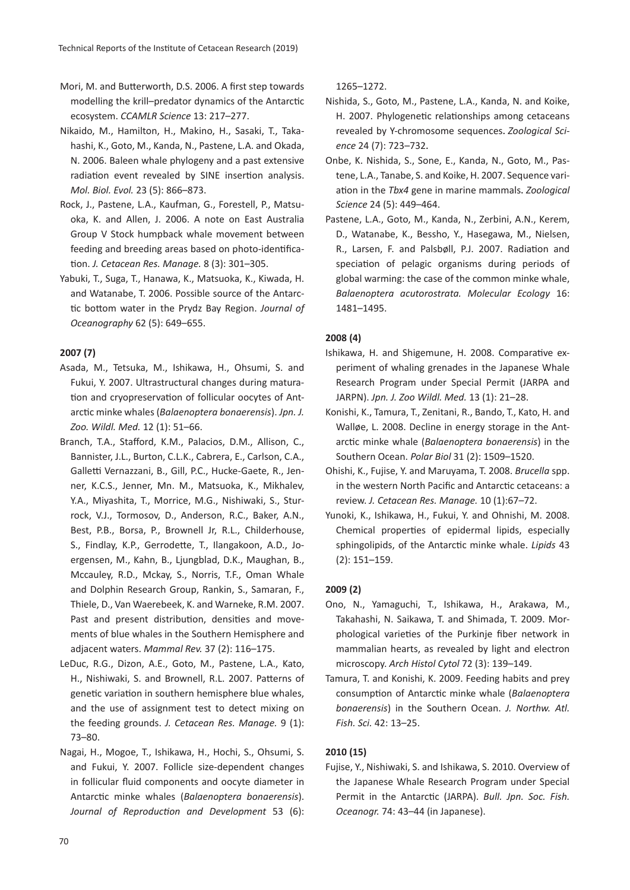Mori, M. and Butterworth, D.S. 2006. A first step towards modelling the krill–predator dynamics of the Antarctic ecosystem. *CCAMLR Science* 13: 217–277.

Nikaido, M., Hamilton, H., Makino, H., Sasaki, T., Takahashi, K., Goto, M., Kanda, N., Pastene, L.A. and Okada, N. 2006. Baleen whale phylogeny and a past extensive radiation event revealed by SINE insertion analysis. *Mol. Biol. Evol.* 23 (5): 866–873.

Rock, J., Pastene, L.A., Kaufman, G., Forestell, P., Matsuoka, K. and Allen, J. 2006. A note on East Australia Group V Stock humpback whale movement between feeding and breeding areas based on photo-identification. *J. Cetacean Res. Manage.* 8 (3): 301–305.

Yabuki, T., Suga, T., Hanawa, K., Matsuoka, K., Kiwada, H. and Watanabe, T. 2006. Possible source of the Antarctic bottom water in the Prydz Bay Region. *Journal of Oceanography* 62 (5): 649–655.

**2007 (7)**

Asada, M., Tetsuka, M., Ishikawa, H., Ohsumi, S. and Fukui, Y. 2007. Ultrastructural changes during maturation and cryopreservation of follicular oocytes of Antarctic minke whales (*Balaenoptera bonaerensis*). *Jpn. J. Zoo. Wildl. Med.* 12 (1): 51–66.

Branch, T.A., Stafford, K.M., Palacios, D.M., Allison, C., Bannister, J.L., Burton, C.L.K., Cabrera, E., Carlson, C.A., Galletti Vernazzani, B., Gill, P.C., Hucke-Gaete, R., Jenner, K.C.S., Jenner, Mn. M., Matsuoka, K., Mikhalev, Y.A., Miyashita, T., Morrice, M.G., Nishiwaki, S., Sturrock, V.J., Tormosov, D., Anderson, R.C., Baker, A.N., Best, P.B., Borsa, P., Brownell Jr, R.L., Childerhouse, S., Findlay, K.P., Gerrodette, T., Ilangakoon, A.D., Joergensen, M., Kahn, B., Ljungblad, D.K., Maughan, B., Mccauley, R.D., Mckay, S., Norris, T.F., Oman Whale and Dolphin Research Group, Rankin, S., Samaran, F., Thiele, D., Van Waerebeek, K. and Warneke, R.M. 2007. Past and present distribution, densities and movements of blue whales in the Southern Hemisphere and adjacent waters. *Mammal Rev.* 37 (2): 116–175.

LeDuc, R.G., Dizon, A.E., Goto, M., Pastene, L.A., Kato, H., Nishiwaki, S. and Brownell, R.L. 2007. Patterns of genetic variation in southern hemisphere blue whales, and the use of assignment test to detect mixing on the feeding grounds. *J. Cetacean Res. Manage.* 9 (1): 73–80.

Nagai, H., Mogoe, T., Ishikawa, H., Hochi, S., Ohsumi, S. and Fukui, Y. 2007. Follicle size-dependent changes in follicular fluid components and oocyte diameter in Antarctic minke whales (*Balaenoptera bonaerensis*). *Journal of Reproduction and Development* 53 (6): 1265–1272.

Nishida, S., Goto, M., Pastene, L.A., Kanda, N. and Koike, H. 2007. Phylogenetic relationships among cetaceans revealed by Y-chromosome sequences. *Zoological Science* 24 (7): 723–732.

Onbe, K. Nishida, S., Sone, E., Kanda, N., Goto, M., Pastene, L.A., Tanabe, S. and Koike, H. 2007. Sequence variation in the *Tbx4* gene in marine mammals. *Zoological Science* 24 (5): 449–464.

Pastene, L.A., Goto, M., Kanda, N., Zerbini, A.N., Kerem, D., Watanabe, K., Bessho, Y., Hasegawa, M., Nielsen, R., Larsen, F. and Palsbøll, P.J. 2007. Radiation and speciation of pelagic organisms during periods of global warming: the case of the common minke whale, *Balaenoptera acutorostrata. Molecular Ecology* 16: 1481–1495.

**2008 (4)**

Ishikawa, H. and Shigemune, H. 2008. Comparative experiment of whaling grenades in the Japanese Whale Research Program under Special Permit (JARPA and JARPN). *Jpn. J. Zoo Wildl. Med.* 13 (1): 21–28.

Konishi, K., Tamura, T., Zenitani, R., Bando, T., Kato, H. and Walløe, L. 2008. Decline in energy storage in the Antarctic minke whale (*Balaenoptera bonaerensis*) in the Southern Ocean. *Polar Biol* 31 (2): 1509–1520.

Ohishi, K., Fujise, Y. and Maruyama, T. 2008. *Brucella* spp. in the western North Pacific and Antarctic cetaceans: a review. *J. Cetacean Res. Manage.* 10 (1):67–72.

Yunoki, K., Ishikawa, H., Fukui, Y. and Ohnishi, M. 2008. Chemical properties of epidermal lipids, especially sphingolipids, of the Antarctic minke whale. *Lipids* 43 (2): 151–159.

**2009 (2)**

Ono, N., Yamaguchi, T., Ishikawa, H., Arakawa, M., Takahashi, N. Saikawa, T. and Shimada, T. 2009. Morphological varieties of the Purkinje fiber network in mammalian hearts, as revealed by light and electron microscopy. *Arch Histol Cytol* 72 (3): 139–149.

Tamura, T. and Konishi, K. 2009. Feeding habits and prey consumption of Antarctic minke whale (*Balaenoptera bonaerensis*) in the Southern Ocean. *J. Northw. Atl. Fish. Sci.* 42: 13–25.

**2010 (15)**

Fujise, Y., Nishiwaki, S. and Ishikawa, S. 2010. Overview of the Japanese Whale Research Program under Special Permit in the Antarctic (JARPA). *Bull. Jpn. Soc. Fish. Oceanogr.* 74: 43–44 (in Japanese).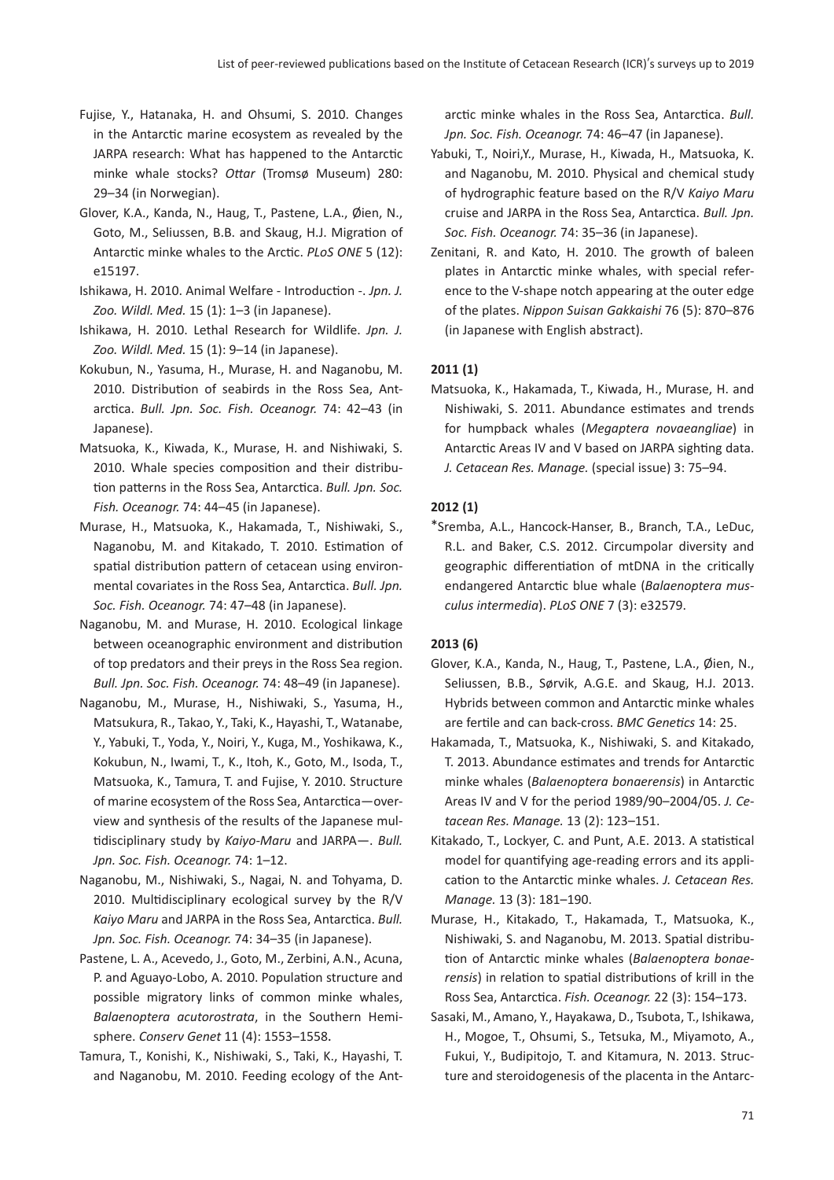Fujise, Y., Hatanaka, H. and Ohsumi, S. 2010. Changes in the Antarctic marine ecosystem as revealed by the JARPA research: What has happened to the Antarctic minke whale stocks? *Ottar* (Tromsø Museum) 280: 29–34 (in Norwegian).

Glover, K.A., Kanda, N., Haug, T., Pastene, L.A., Øien, N., Goto, M., Seliussen, B.B. and Skaug, H.J. Migration of Antarctic minke whales to the Arctic. *PLoS ONE* 5 (12): e15197.

Ishikawa, H. 2010. Animal Welfare - Introduction -. *Jpn. J. Zoo. Wildl. Med.* 15 (1): 1–3 (in Japanese).

Ishikawa, H. 2010. Lethal Research for Wildlife. *Jpn. J. Zoo. Wildl. Med.* 15 (1): 9–14 (in Japanese).

Kokubun, N., Yasuma, H., Murase, H. and Naganobu, M. 2010. Distribution of seabirds in the Ross Sea, Antarctica. *Bull. Jpn. Soc. Fish. Oceanogr.* 74: 42–43 (in Japanese).

Matsuoka, K., Kiwada, K., Murase, H. and Nishiwaki, S. 2010. Whale species composition and their distribution patterns in the Ross Sea, Antarctica. *Bull. Jpn. Soc. Fish. Oceanogr.* 74: 44–45 (in Japanese).

Murase, H., Matsuoka, K., Hakamada, T., Nishiwaki, S., Naganobu, M. and Kitakado, T. 2010. Estimation of spatial distribution pattern of cetacean using environmental covariates in the Ross Sea, Antarctica. *Bull. Jpn. Soc. Fish. Oceanogr.* 74: 47–48 (in Japanese).

Naganobu, M. and Murase, H. 2010. Ecological linkage between oceanographic environment and distribution of top predators and their preys in the Ross Sea region. *Bull. Jpn. Soc. Fish. Oceanogr.* 74: 48–49 (in Japanese).

Naganobu, M., Murase, H., Nishiwaki, S., Yasuma, H., Matsukura, R., Takao, Y., Taki, K., Hayashi, T., Watanabe, Y., Yabuki, T., Yoda, Y., Noiri, Y., Kuga, M., Yoshikawa, K., Kokubun, N., Iwami, T., K., Itoh, K., Goto, M., Isoda, T., Matsuoka, K., Tamura, T. and Fujise, Y. 2010. Structure of marine ecosystem of the Ross Sea, Antarctica—overview and synthesis of the results of the Japanese multidisciplinary study by *Kaiyo-Maru* and JARPA—. *Bull. Jpn. Soc. Fish. Oceanogr.* 74: 1–12.

Naganobu, M., Nishiwaki, S., Nagai, N. and Tohyama, D. 2010. Multidisciplinary ecological survey by the R/V *Kaiyo Maru* and JARPA in the Ross Sea, Antarctica. *Bull. Jpn. Soc. Fish. Oceanogr.* 74: 34–35 (in Japanese).

Pastene, L. A., Acevedo, J., Goto, M., Zerbini, A.N., Acuna, P. and Aguayo-Lobo, A. 2010. Population structure and possible migratory links of common minke whales, *Balaenoptera acutorostrata*, in the Southern Hemisphere. *Conserv Genet* 11 (4): 1553–1558.

Tamura, T., Konishi, K., Nishiwaki, S., Taki, K., Hayashi, T. and Naganobu, M. 2010. Feeding ecology of the Antarctic minke whales in the Ross Sea, Antarctica. *Bull. Jpn. Soc. Fish. Oceanogr.* 74: 46–47 (in Japanese).

Yabuki, T., Noiri,Y., Murase, H., Kiwada, H., Matsuoka, K. and Naganobu, M. 2010. Physical and chemical study of hydrographic feature based on the R/V *Kaiyo Maru* cruise and JARPA in the Ross Sea, Antarctica. *Bull. Jpn. Soc. Fish. Oceanogr.* 74: 35–36 (in Japanese).

Zenitani, R. and Kato, H. 2010. The growth of baleen plates in Antarctic minke whales, with special reference to the V-shape notch appearing at the outer edge of the plates. *Nippon Suisan Gakkaishi* 76 (5): 870–876 (in Japanese with English abstract).

### 2011 (1)

Matsuoka, K., Hakamada, T., Kiwada, H., Murase, H. and Nishiwaki, S. 2011. Abundance estimates and trends for humpback whales (*Megaptera novaeangliae*) in Antarctic Areas IV and V based on JARPA sighting data. *J. Cetacean Res. Manage.* (special issue) 3: 75–94.

### 2012 (1)

*Sremba, A.L., Hancock-Hanser, B., Branch, T.A., LeDuc, R.L. and Baker, C.S. 2012. Circumpolar diversity and geographic differentiation of mtDNA in the critically endangered Antarctic blue whale (*Balaenoptera musculus intermedia*). *PLoS ONE* 7 (3): e32579.

### 2013 (6)

Glover, K.A., Kanda, N., Haug, T., Pastene, L.A., Øien, N., Seliussen, B.B., Sørvik, A.G.E. and Skaug, H.J. 2013. Hybrids between common and Antarctic minke whales are fertile and can back-cross. *BMC Genetics* 14: 25.

Hakamada, T., Matsuoka, K., Nishiwaki, S. and Kitakado, T. 2013. Abundance estimates and trends for Antarctic minke whales (*Balaenoptera bonaerensis*) in Antarctic Areas IV and V for the period 1989/90–2004/05. *J. Cetacean Res. Manage.* 13 (2): 123–151.

Kitakado, T., Lockyer, C. and Punt, A.E. 2013. A statistical model for quantifying age-reading errors and its application to the Antarctic minke whales. *J. Cetacean Res. Manage.* 13 (3): 181–190.

Murase, H., Kitakado, T., Hakamada, T., Matsuoka, K., Nishiwaki, S. and Naganobu, M. 2013. Spatial distribution of Antarctic minke whales (*Balaenoptera bonaerensis*) in relation to spatial distributions of krill in the Ross Sea, Antarctica. *Fish. Oceanogr.* 22 (3): 154–173.

Sasaki, M., Amano, Y., Hayakawa, D., Tsubota, T., Ishikawa, H., Mogoe, T., Ohsumi, S., Tetsuka, M., Miyamoto, A., Fukui, Y., Budipitojo, T. and Kitamura, N. 2013. Structure and steroidogenesis of the placenta in the Antarc-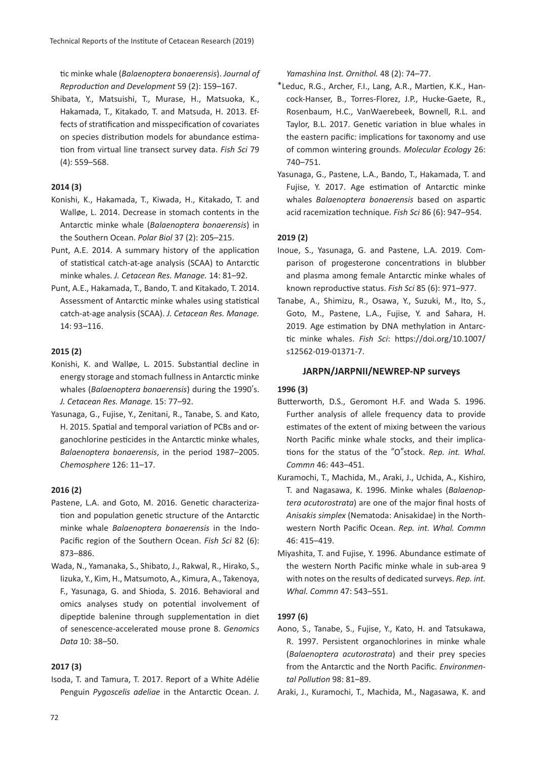tic minke whale (*Balaenoptera bonaerensis*). *Journal of Reproduction and Development* 59 (2): 159–167.

Shibata, Y., Matsuishi, T., Murase, H., Matsuoka, K., Hakamada, T., Kitakado, T. and Matsuda, H. 2013. Effects of stratification and misspecification of covariates on species distribution models for abundance estimation from virtual line transect survey data. *Fish Sci* 79 (4): 559–568.

**2014 (3)**

Konishi, K., Hakamada, T., Kiwada, H., Kitakado, T. and Walløe, L. 2014. Decrease in stomach contents in the Antarctic minke whale (*Balaenoptera bonaerensis*) in the Southern Ocean. *Polar Biol* 37 (2): 205–215.

Punt, A.E. 2014. A summary history of the application of statistical catch-at-age analysis (SCAA) to Antarctic minke whales. *J. Cetacean Res. Manage.* 14: 81–92.

Punt, A.E., Hakamada, T., Bando, T. and Kitakado, T. 2014. Assessment of Antarctic minke whales using statistical catch-at-age analysis (SCAA). *J. Cetacean Res. Manage.* 14: 93–116.

**2015 (2)**

Konishi, K. and Walløe, L. 2015. Substantial decline in energy storage and stomach fullness in Antarctic minke whales (*Balaenoptera bonaerensis*) during the 1990's. *J. Cetacean Res. Manage.* 15: 77–92.

Yasunaga, G., Fujise, Y., Zenitani, R., Tanabe, S. and Kato, H. 2015. Spatial and temporal variation of PCBs and organochlorine pesticides in the Antarctic minke whales, *Balaenoptera bonaerensis*, in the period 1987–2005. *Chemosphere* 126: 11–17.

**2016 (2)**

Pastene, L.A. and Goto, M. 2016. Genetic characterization and population genetic structure of the Antarctic minke whale *Balaenoptera bonaerensis* in the Indo-Pacific region of the Southern Ocean. *Fish Sci* 82 (6): 873–886.

Wada, N., Yamanaka, S., Shibato, J., Rakwal, R., Hirako, S., Iizuka, Y., Kim, H., Matsumoto, A., Kimura, A., Takenoya, F., Yasunaga, G. and Shioda, S. 2016. Behavioral and omics analyses study on potential involvement of dipeptide balenine through supplementation in diet of senescence-accelerated mouse prone 8. *Genomics Data* 10: 38–50.

**2017 (3)**

Isoda, T. and Tamura, T. 2017. Report of a White Adélie Penguin *Pygoscelis adeliae* in the Antarctic Ocean. *J. Yamashina Inst. Ornithol.* 48 (2): 74–77.

*Leduc, R.G., Archer, F.I., Lang, A.R., Martien, K.K., Hancock-Hanser, B., Torres-Florez, J.P., Hucke-Gaete, R., Rosenbaum, H.C., VanWaerebeek, Bownell, R.L. and Taylor, B.L. 2017. Genetic variation in blue whales in the eastern pacific: implications for taxonomy and use of common wintering grounds. *Molecular Ecology* 26: 740–751.

Yasunaga, G., Pastene, L.A., Bando, T., Hakamada, T. and Fujise, Y. 2017. Age estimation of Antarctic minke whales *Balaenoptera bonaerensis* based on aspartic acid racemization technique. *Fish Sci* 86 (6): 947–954.

**2019 (2)**

Inoue, S., Yasunaga, G. and Pastene, L.A. 2019. Comparison of progesterone concentrations in blubber and plasma among female Antarctic minke whales of known reproductive status. *Fish Sci* 85 (6): 971–977.

Tanabe, A., Shimizu, R., Osawa, Y., Suzuki, M., Ito, S., Goto, M., Pastene, L.A., Fujise, Y. and Sahara, H. 2019. Age estimation by DNA methylation in Antarctic minke whales. *Fish Sci*: https://doi.org/10.1007/s12562-019-01371-7.

### JARPN/JARPNII/NEWREP-NP surveys

**1996 (3)**

Butterworth, D.S., Geromont H.F. and Wada S. 1996. Further analysis of allele frequency data to provide estimates of the extent of mixing between the various North Pacific minke whale stocks, and their implications for the status of the "O"stock. *Rep. int. Whal. Commn* 46: 443–451.

Kuramochi, T., Machida, M., Araki, J., Uchida, A., Kishiro, T. and Nagasawa, K. 1996. Minke whales (*Balaenoptera acutorostrata*) are one of the major final hosts of *Anisakis simplex* (Nematoda: Anisakidae) in the Northwestern North Pacific Ocean. *Rep. int. Whal. Commn* 46: 415–419.

Miyashita, T. and Fujise, Y. 1996. Abundance estimate of the western North Pacific minke whale in sub-area 9 with notes on the results of dedicated surveys. *Rep. int. Whal. Commn* 47: 543–551.

**1997 (6)**

Aono, S., Tanabe, S., Fujise, Y., Kato, H. and Tatsukawa, R. 1997. Persistent organochlorines in minke whale (*Balaenoptera acutorostrata*) and their prey species from the Antarctic and the North Pacific. *Environmental Pollution* 98: 81–89.

Araki, J., Kuramochi, T., Machida, M., Nagasawa, K. and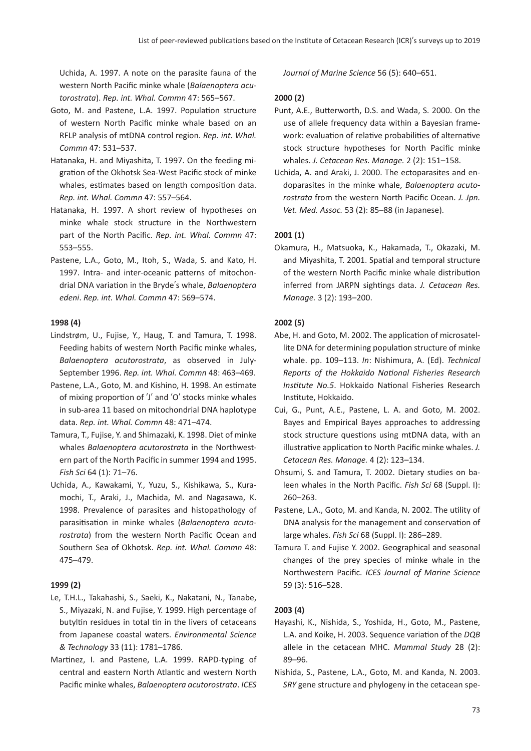Uchida, A. 1997. A note on the parasite fauna of the western North Pacific minke whale (*Balaenoptera acutorostrata*). *Rep. int. Whal. Commn* 47: 565–567.

Goto, M. and Pastene, L.A. 1997. Population structure of western North Pacific minke whale based on an RFLP analysis of mtDNA control region. *Rep. int. Whal. Commn* 47: 531–537.

Hatanaka, H. and Miyashita, T. 1997. On the feeding migration of the Okhotsk Sea-West Pacific stock of minke whales, estimates based on length composition data. *Rep. int. Whal. Commn* 47: 557–564.

Hatanaka, H. 1997. A short review of hypotheses on minke whale stock structure in the Northwestern part of the North Pacific. *Rep. int. Whal. Commn* 47: 553–555.

Pastene, L.A., Goto, M., Itoh, S., Wada, S. and Kato, H. 1997. Intra- and inter-oceanic patterns of mitochondrial DNA variation in the Bryde's whale, *Balaenoptera edeni*. *Rep. int. Whal. Commn* 47: 569–574.

**1998 (4)**

Lindstrøm, U., Fujise, Y., Haug, T. and Tamura, T. 1998. Feeding habits of western North Pacific minke whales, *Balaenoptera acutorostrata*, as observed in July-September 1996. *Rep. int. Whal. Commn* 48: 463–469.

Pastene, L.A., Goto, M. and Kishino, H. 1998. An estimate of mixing proportion of 'J' and 'O' stocks minke whales in sub-area 11 based on mitochondrial DNA haplotype data. *Rep. int. Whal. Commn* 48: 471–474.

Tamura, T., Fujise, Y. and Shimazaki, K. 1998. Diet of minke whales *Balaenoptera acutorostrata* in the Northwestern part of the North Pacific in summer 1994 and 1995. *Fish Sci* 64 (1): 71–76.

Uchida, A., Kawakami, Y., Yuzu, S., Kishikawa, S., Kuramochi, T., Araki, J., Machida, M. and Nagasawa, K. 1998. Prevalence of parasites and histopathology of parasitisation in minke whales (*Balaenoptera acutorostrata*) from the western North Pacific Ocean and Southern Sea of Okhotsk. *Rep. int. Whal. Commn* 48: 475–479.

**1999 (2)**

Le, T.H.L., Takahashi, S., Saeki, K., Nakatani, N., Tanabe, S., Miyazaki, N. and Fujise, Y. 1999. High percentage of butyltin residues in total tin in the livers of cetaceans from Japanese coastal waters. *Environmental Science & Technology* 33 (11): 1781–1786.

Martinez, I. and Pastene, L.A. 1999. RAPD-typing of central and eastern North Atlantic and western North Pacific minke whales, *Balaenoptera acutorostrata*. *ICES Journal of Marine Science* 56 (5): 640–651.

**2000 (2)**

Punt, A.E., Butterworth, D.S. and Wada, S. 2000. On the use of allele frequency data within a Bayesian framework: evaluation of relative probabilities of alternative stock structure hypotheses for North Pacific minke whales. *J. Cetacean Res. Manage.* 2 (2): 151–158.

Uchida, A. and Araki, J. 2000. The ectoparasites and endoparasites in the minke whale, *Balaenoptera acutorostrata* from the western North Pacific Ocean. *J. Jpn. Vet. Med. Assoc.* 53 (2): 85–88 (in Japanese).

**2001 (1)**

Okamura, H., Matsuoka, K., Hakamada, T., Okazaki, M. and Miyashita, T. 2001. Spatial and temporal structure of the western North Pacific minke whale distribution inferred from JARPN sightings data. *J. Cetacean Res. Manage.* 3 (2): 193–200.

**2002 (5)**

Abe, H. and Goto, M. 2002. The application of microsatellite DNA for determining population structure of minke whale. pp. 109–113. *In*: Nishimura, A. (Ed). *Technical Reports of the Hokkaido National Fisheries Research Institute No.5*. Hokkaido National Fisheries Research Institute, Hokkaido.

Cui, G., Punt, A.E., Pastene, L. A. and Goto, M. 2002. Bayes and Empirical Bayes approaches to addressing stock structure questions using mtDNA data, with an illustrative application to North Pacific minke whales. *J. Cetacean Res. Manage.* 4 (2): 123–134.

Ohsumi, S. and Tamura, T. 2002. Dietary studies on baleen whales in the North Pacific. *Fish Sci* 68 (Suppl. I): 260–263.

Pastene, L.A., Goto, M. and Kanda, N. 2002. The utility of DNA analysis for the management and conservation of large whales. *Fish Sci* 68 (Suppl. I): 286–289.

Tamura T. and Fujise Y. 2002. Geographical and seasonal changes of the prey species of minke whale in the Northwestern Pacific. *ICES Journal of Marine Science* 59 (3): 516–528.

**2003 (4)**

Hayashi, K., Nishida, S., Yoshida, H., Goto, M., Pastene, L.A. and Koike, H. 2003. Sequence variation of the *DQB* allele in the cetacean MHC. *Mammal Study* 28 (2): 89–96.

Nishida, S., Pastene, L.A., Goto, M. and Kanda, N. 2003. *SRY* gene structure and phylogeny in the cetacean spe-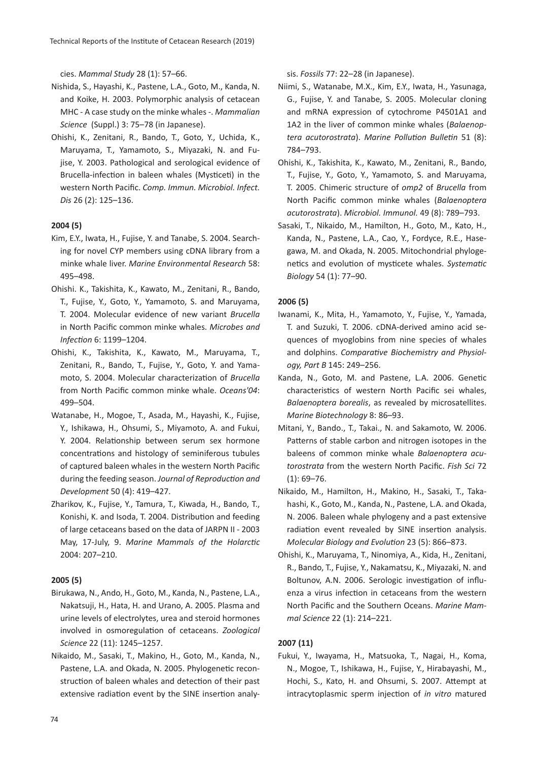cies. *Mammal Study* 28 (1): 57–66.

Nishida, S., Hayashi, K., Pastene, L.A., Goto, M., Kanda, N. and Koike, H. 2003. Polymorphic analysis of cetacean MHC - A case study on the minke whales -. *Mammalian Science* (Suppl.) 3: 75–78 (in Japanese).

Ohishi, K., Zenitani, R., Bando, T., Goto, Y., Uchida, K., Maruyama, T., Yamamoto, S., Miyazaki, N. and Fujise, Y. 2003. Pathological and serological evidence of Brucella-infection in baleen whales (Mysticeti) in the western North Pacific. *Comp. Immun. Microbiol. Infect. Dis* 26 (2): 125–136.

**2004 (5)**

Kim, E.Y., Iwata, H., Fujise, Y. and Tanabe, S. 2004. Searching for novel CYP members using cDNA library from a minke whale liver. *Marine Environmental Research* 58: 495–498.

Ohishi. K., Takishita, K., Kawato, M., Zenitani, R., Bando, T., Fujise, Y., Goto, Y., Yamamoto, S. and Maruyama, T. 2004. Molecular evidence of new variant *Brucella* in North Pacific common minke whales. *Microbes and Infection* 6: 1199–1204.

Ohishi, K., Takishita, K., Kawato, M., Maruyama, T., Zenitani, R., Bando, T., Fujise, Y., Goto, Y. and Yamamoto, S. 2004. Molecular characterization of *Brucella* from North Pacific common minke whale. *Oceans'04*: 499–504.

Watanabe, H., Mogoe, T., Asada, M., Hayashi, K., Fujise, Y., Ishikawa, H., Ohsumi, S., Miyamoto, A. and Fukui, Y. 2004. Relationship between serum sex hormone concentrations and histology of seminiferous tubules of captured baleen whales in the western North Pacific during the feeding season. *Journal of Reproduction and Development* 50 (4): 419–427.

Zharikov, K., Fujise, Y., Tamura, T., Kiwada, H., Bando, T., Konishi, K. and Isoda, T. 2004. Distribution and feeding of large cetaceans based on the data of JARPN II - 2003 May, 17-July, 9. *Marine Mammals of the Holarctic* 2004: 207–210.

**2005 (5)**

Birukawa, N., Ando, H., Goto, M., Kanda, N., Pastene, L.A., Nakatsuji, H., Hata, H. and Urano, A. 2005. Plasma and urine levels of electrolytes, urea and steroid hormones involved in osmoregulation of cetaceans. *Zoological Science* 22 (11): 1245–1257.

Nikaido, M., Sasaki, T., Makino, H., Goto, M., Kanda, N., Pastene, L.A. and Okada, N. 2005. Phylogenetic reconstruction of baleen whales and detection of their past extensive radiation event by the SINE insertion analysis. *Fossils* 77: 22–28 (in Japanese).

Niimi, S., Watanabe, M.X., Kim, E.Y., Iwata, H., Yasunaga, G., Fujise, Y. and Tanabe, S. 2005. Molecular cloning and mRNA expression of cytochrome P4501A1 and 1A2 in the liver of common minke whales (*Balaenoptera acutorostrata*). *Marine Pollution Bulletin* 51 (8): 784–793.

Ohishi, K., Takishita, K., Kawato, M., Zenitani, R., Bando, T., Fujise, Y., Goto, Y., Yamamoto, S. and Maruyama, T. 2005. Chimeric structure of *omp2* of *Brucella* from North Pacific common minke whales (*Balaenoptera acutorostrata*). *Microbiol. Immunol.* 49 (8): 789–793.

Sasaki, T., Nikaido, M., Hamilton, H., Goto, M., Kato, H., Kanda, N., Pastene, L.A., Cao, Y., Fordyce, R.E., Hasegawa, M. and Okada, N. 2005. Mitochondrial phylogenetics and evolution of mysticete whales. *Systematic Biology* 54 (1): 77–90.

**2006 (5)**

Iwanami, K., Mita, H., Yamamoto, Y., Fujise, Y., Yamada, T. and Suzuki, T. 2006. cDNA-derived amino acid sequences of myoglobins from nine species of whales and dolphins. *Comparative Biochemistry and Physiology, Part B* 145: 249–256.

Kanda, N., Goto, M. and Pastene, L.A. 2006. Genetic characteristics of western North Pacific sei whales, *Balaenoptera borealis*, as revealed by microsatellites. *Marine Biotechnology* 8: 86–93.

Mitani, Y., Bando., T., Takai., N. and Sakamoto, W. 2006. Patterns of stable carbon and nitrogen isotopes in the baleens of common minke whale *Balaenoptera acutorostrata* from the western North Pacific. *Fish Sci* 72 (1): 69–76.

Nikaido, M., Hamilton, H., Makino, H., Sasaki, T., Takahashi, K., Goto, M., Kanda, N., Pastene, L.A. and Okada, N. 2006. Baleen whale phylogeny and a past extensive radiation event revealed by SINE insertion analysis. *Molecular Biology and Evolution* 23 (5): 866–873.

Ohishi, K., Maruyama, T., Ninomiya, A., Kida, H., Zenitani, R., Bando, T., Fujise, Y., Nakamatsu, K., Miyazaki, N. and Boltunov, A.N. 2006. Serologic investigation of influenza a virus infection in cetaceans from the western North Pacific and the Southern Oceans. *Marine Mammal Science* 22 (1): 214–221.

**2007 (11)**

Fukui, Y., Iwayama, H., Matsuoka, T., Nagai, H., Koma, N., Mogoe, T., Ishikawa, H., Fujise, Y., Hirabayashi, M., Hochi, S., Kato, H. and Ohsumi, S. 2007. Attempt at intracytoplasmic sperm injection of *in vitro* matured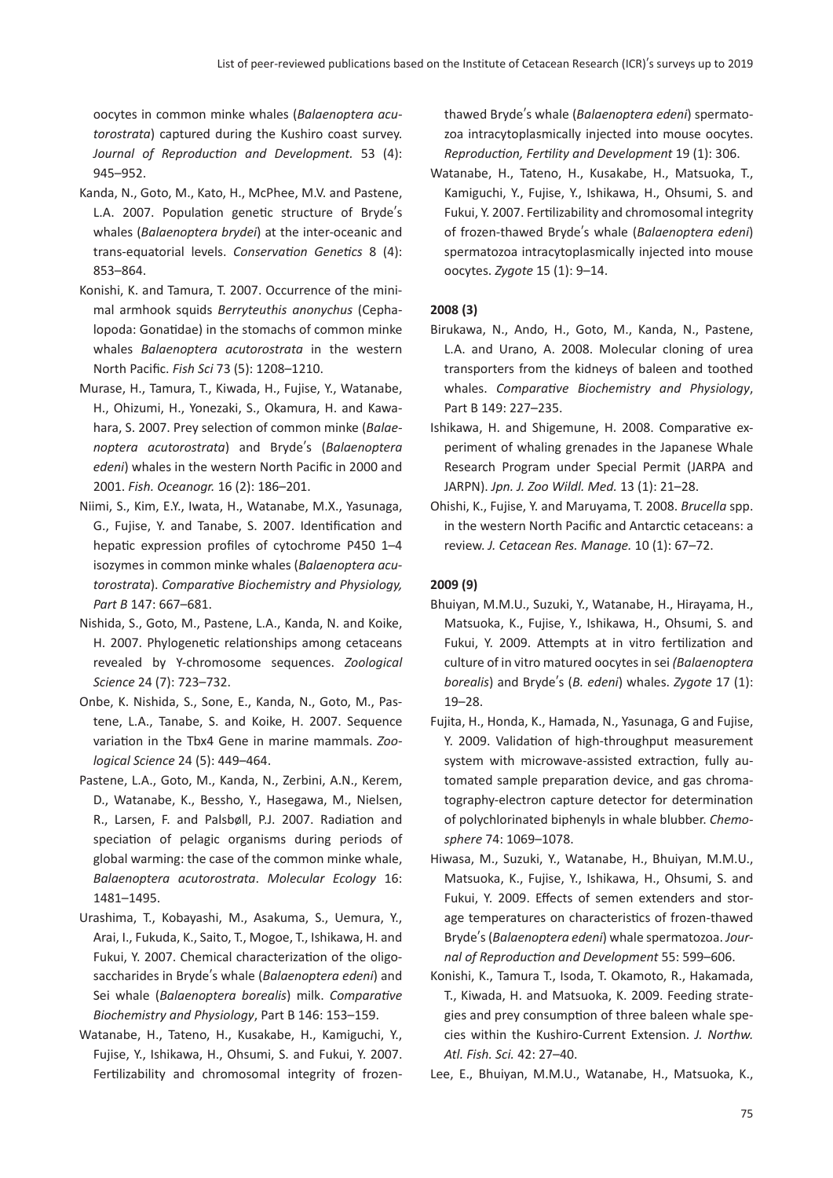oocytes in common minke whales (*Balaenoptera acutorostrata*) captured during the Kushiro coast survey. *Journal of Reproduction and Development.* 53 (4): 945–952.

Kanda, N., Goto, M., Kato, H., McPhee, M.V. and Pastene, L.A. 2007. Population genetic structure of Bryde′s whales (*Balaenoptera brydei*) at the inter-oceanic and trans-equatorial levels. *Conservation Genetics* 8 (4): 853–864.

Konishi, K. and Tamura, T. 2007. Occurrence of the minimal armhook squids *Berryteuthis anonychus* (Cephalopoda: Gonatidae) in the stomachs of common minke whales *Balaenoptera acutorostrata* in the western North Pacific. *Fish Sci* 73 (5): 1208–1210.

Murase, H., Tamura, T., Kiwada, H., Fujise, Y., Watanabe, H., Ohizumi, H., Yonezaki, S., Okamura, H. and Kawahara, S. 2007. Prey selection of common minke (*Balaenoptera acutorostrata*) and Bryde′s (*Balaenoptera edeni*) whales in the western North Pacific in 2000 and 2001. *Fish. Oceanogr.* 16 (2): 186–201.

Niimi, S., Kim, E.Y., Iwata, H., Watanabe, M.X., Yasunaga, G., Fujise, Y. and Tanabe, S. 2007. Identification and hepatic expression profiles of cytochrome P450 1–4 isozymes in common minke whales (*Balaenoptera acutorostrata*). *Comparative Biochemistry and Physiology, Part B* 147: 667–681.

Nishida, S., Goto, M., Pastene, L.A., Kanda, N. and Koike, H. 2007. Phylogenetic relationships among cetaceans revealed by Y-chromosome sequences. *Zoological Science* 24 (7): 723–732.

Onbe, K. Nishida, S., Sone, E., Kanda, N., Goto, M., Pastene, L.A., Tanabe, S. and Koike, H. 2007. Sequence variation in the Tbx4 Gene in marine mammals. *Zoological Science* 24 (5): 449–464.

Pastene, L.A., Goto, M., Kanda, N., Zerbini, A.N., Kerem, D., Watanabe, K., Bessho, Y., Hasegawa, M., Nielsen, R., Larsen, F. and Palsbøll, P.J. 2007. Radiation and speciation of pelagic organisms during periods of global warming: the case of the common minke whale, *Balaenoptera acutorostrata*. *Molecular Ecology* 16: 1481–1495.

Urashima, T., Kobayashi, M., Asakuma, S., Uemura, Y., Arai, I., Fukuda, K., Saito, T., Mogoe, T., Ishikawa, H. and Fukui, Y. 2007. Chemical characterization of the oligosaccharides in Bryde′s whale (*Balaenoptera edeni*) and Sei whale (*Balaenoptera borealis*) milk. *Comparative Biochemistry and Physiology*, Part B 146: 153–159.

Watanabe, H., Tateno, H., Kusakabe, H., Kamiguchi, Y., Fujise, Y., Ishikawa, H., Ohsumi, S. and Fukui, Y. 2007. Fertilizability and chromosomal integrity of frozen-thawed Bryde′s whale (*Balaenoptera edeni*) spermatozoa intracytoplasmically injected into mouse oocytes. *Reproduction, Fertility and Development* 19 (1): 306.

Watanabe, H., Tateno, H., Kusakabe, H., Matsuoka, T., Kamiguchi, Y., Fujise, Y., Ishikawa, H., Ohsumi, S. and Fukui, Y. 2007. Fertilizability and chromosomal integrity of frozen-thawed Bryde′s whale (*Balaenoptera edeni*) spermatozoa intracytoplasmically injected into mouse oocytes. *Zygote* 15 (1): 9–14.

**2008 (3)**

Birukawa, N., Ando, H., Goto, M., Kanda, N., Pastene, L.A. and Urano, A. 2008. Molecular cloning of urea transporters from the kidneys of baleen and toothed whales. *Comparative Biochemistry and Physiology*, Part B 149: 227–235.

Ishikawa, H. and Shigemune, H. 2008. Comparative experiment of whaling grenades in the Japanese Whale Research Program under Special Permit (JARPA and JARPN). *Jpn. J. Zoo Wildl. Med.* 13 (1): 21–28.

Ohishi, K., Fujise, Y. and Maruyama, T. 2008. *Brucella* spp. in the western North Pacific and Antarctic cetaceans: a review. *J. Cetacean Res. Manage.* 10 (1): 67–72.

**2009 (9)**

Bhuiyan, M.M.U., Suzuki, Y., Watanabe, H., Hirayama, H., Matsuoka, K., Fujise, Y., Ishikawa, H., Ohsumi, S. and Fukui, Y. 2009. Attempts at in vitro fertilization and culture of in vitro matured oocytes in sei *(Balaenoptera borealis*) and Bryde′s (*B. edeni*) whales. *Zygote* 17 (1): 19–28.

Fujita, H., Honda, K., Hamada, N., Yasunaga, G and Fujise, Y. 2009. Validation of high-throughput measurement system with microwave-assisted extraction, fully automated sample preparation device, and gas chromatography-electron capture detector for determination of polychlorinated biphenyls in whale blubber. *Chemosphere* 74: 1069–1078.

Hiwasa, M., Suzuki, Y., Watanabe, H., Bhuiyan, M.M.U., Matsuoka, K., Fujise, Y., Ishikawa, H., Ohsumi, S. and Fukui, Y. 2009. Effects of semen extenders and storage temperatures on characteristics of frozen-thawed Bryde′s (*Balaenoptera edeni*) whale spermatozoa. *Journal of Reproduction and Development* 55: 599–606.

Konishi, K., Tamura T., Isoda, T. Okamoto, R., Hakamada, T., Kiwada, H. and Matsuoka, K. 2009. Feeding strategies and prey consumption of three baleen whale species within the Kushiro-Current Extension. *J. Northw. Atl. Fish. Sci.* 42: 27–40.

Lee, E., Bhuiyan, M.M.U., Watanabe, H., Matsuoka, K.,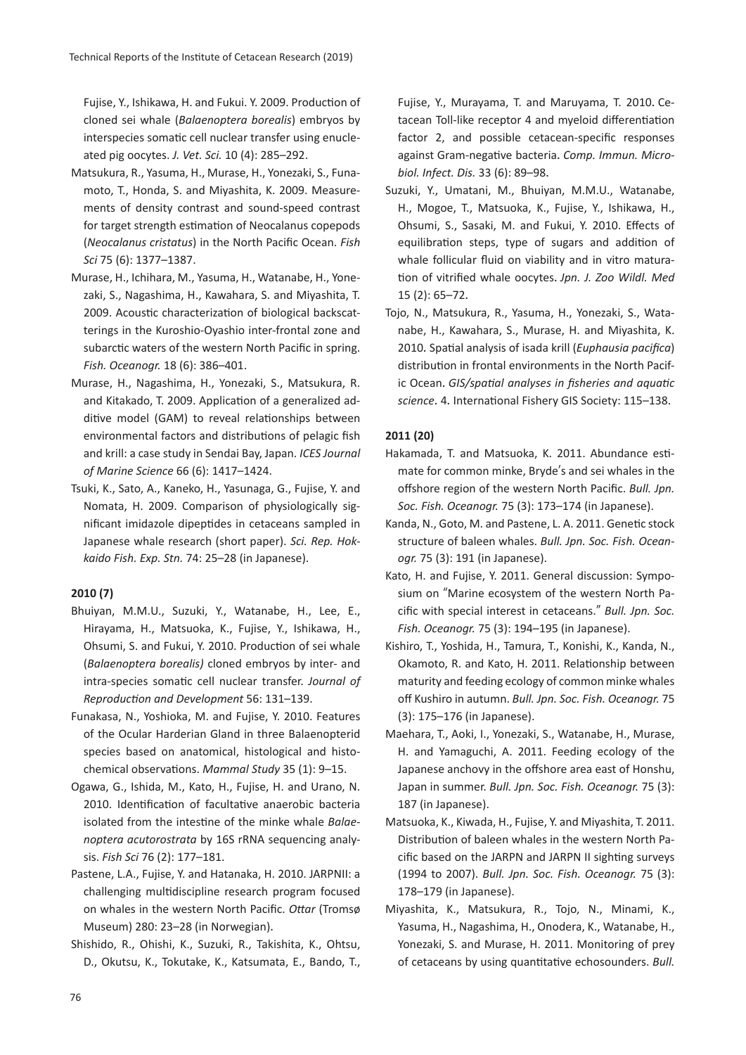Fujise, Y., Ishikawa, H. and Fukui. Y. 2009. Production of cloned sei whale (*Balaenoptera borealis*) embryos by interspecies somatic cell nuclear transfer using enucleated pig oocytes. *J. Vet. Sci.* 10 (4): 285–292.

Matsukura, R., Yasuma, H., Murase, H., Yonezaki, S., Funamoto, T., Honda, S. and Miyashita, K. 2009. Measurements of density contrast and sound-speed contrast for target strength estimation of Neocalanus copepods (*Neocalanus cristatus*) in the North Pacific Ocean. *Fish Sci* 75 (6): 1377–1387.

Murase, H., Ichihara, M., Yasuma, H., Watanabe, H., Yonezaki, S., Nagashima, H., Kawahara, S. and Miyashita, T. 2009. Acoustic characterization of biological backscatterings in the Kuroshio-Oyashio inter-frontal zone and subarctic waters of the western North Pacific in spring. *Fish. Oceanogr.* 18 (6): 386–401.

Murase, H., Nagashima, H., Yonezaki, S., Matsukura, R. and Kitakado, T. 2009. Application of a generalized additive model (GAM) to reveal relationships between environmental factors and distributions of pelagic fish and krill: a case study in Sendai Bay, Japan. *ICES Journal of Marine Science* 66 (6): 1417–1424.

Tsuki, K., Sato, A., Kaneko, H., Yasunaga, G., Fujise, Y. and Nomata, H. 2009. Comparison of physiologically significant imidazole dipeptides in cetaceans sampled in Japanese whale research (short paper). *Sci. Rep. Hokkaido Fish. Exp. Stn.* 74: 25–28 (in Japanese).

**2010 (7)**

Bhuiyan, M.M.U., Suzuki, Y., Watanabe, H., Lee, E., Hirayama, H., Matsuoka, K., Fujise, Y., Ishikawa, H., Ohsumi, S. and Fukui, Y. 2010. Production of sei whale (*Balaenoptera borealis)* cloned embryos by inter- and intra-species somatic cell nuclear transfer. *Journal of Reproduction and Development* 56: 131–139.

Funakasa, N., Yoshioka, M. and Fujise, Y. 2010. Features of the Ocular Harderian Gland in three Balaenopterid species based on anatomical, histological and histochemical observations. *Mammal Study* 35 (1): 9–15.

Ogawa, G., Ishida, M., Kato, H., Fujise, H. and Urano, N. 2010. Identification of facultative anaerobic bacteria isolated from the intestine of the minke whale *Balaenoptera acutorostrata* by 16S rRNA sequencing analysis. *Fish Sci* 76 (2): 177–181.

Pastene, L.A., Fujise, Y. and Hatanaka, H. 2010. JARPNII: a challenging multidiscipline research program focused on whales in the western North Pacific. *Ottar* (Tromsø Museum) 280: 23–28 (in Norwegian).

Shishido, R., Ohishi, K., Suzuki, R., Takishita, K., Ohtsu, D., Okutsu, K., Tokutake, K., Katsumata, E., Bando, T., Fujise, Y., Murayama, T. and Maruyama, T. 2010. Cetacean Toll-like receptor 4 and myeloid differentiation factor 2, and possible cetacean-specific responses against Gram-negative bacteria. *Comp. Immun. Microbiol. Infect. Dis.* 33 (6): 89–98.

Suzuki, Y., Umatani, M., Bhuiyan, M.M.U., Watanabe, H., Mogoe, T., Matsuoka, K., Fujise, Y., Ishikawa, H., Ohsumi, S., Sasaki, M. and Fukui, Y. 2010. Effects of equilibration steps, type of sugars and addition of whale follicular fluid on viability and in vitro maturation of vitrified whale oocytes. *Jpn. J. Zoo Wildl. Med* 15 (2): 65–72.

Tojo, N., Matsukura, R., Yasuma, H., Yonezaki, S., Watanabe, H., Kawahara, S., Murase, H. and Miyashita, K. 2010. Spatial analysis of isada krill (*Euphausia pacifica*) distribution in frontal environments in the North Pacific Ocean. *GIS/spatial analyses in fisheries and aquatic science*. 4. International Fishery GIS Society: 115–138.

**2011 (20)**

Hakamada, T. and Matsuoka, K. 2011. Abundance estimate for common minke, Bryde's and sei whales in the offshore region of the western North Pacific. *Bull. Jpn. Soc. Fish. Oceanogr.* 75 (3): 173–174 (in Japanese).

Kanda, N., Goto, M. and Pastene, L. A. 2011. Genetic stock structure of baleen whales. *Bull. Jpn. Soc. Fish. Oceanogr.* 75 (3): 191 (in Japanese).

Kato, H. and Fujise, Y. 2011. General discussion: Symposium on "Marine ecosystem of the western North Pacific with special interest in cetaceans." *Bull. Jpn. Soc. Fish. Oceanogr.* 75 (3): 194–195 (in Japanese).

Kishiro, T., Yoshida, H., Tamura, T., Konishi, K., Kanda, N., Okamoto, R. and Kato, H. 2011. Relationship between maturity and feeding ecology of common minke whales off Kushiro in autumn. *Bull. Jpn. Soc. Fish. Oceanogr.* 75 (3): 175–176 (in Japanese).

Maehara, T., Aoki, I., Yonezaki, S., Watanabe, H., Murase, H. and Yamaguchi, A. 2011. Feeding ecology of the Japanese anchovy in the offshore area east of Honshu, Japan in summer. *Bull. Jpn. Soc. Fish. Oceanogr.* 75 (3): 187 (in Japanese).

Matsuoka, K., Kiwada, H., Fujise, Y. and Miyashita, T. 2011. Distribution of baleen whales in the western North Pacific based on the JARPN and JARPN II sighting surveys (1994 to 2007). *Bull. Jpn. Soc. Fish. Oceanogr.* 75 (3): 178–179 (in Japanese).

Miyashita, K., Matsukura, R., Tojo, N., Minami, K., Yasuma, H., Nagashima, H., Onodera, K., Watanabe, H., Yonezaki, S. and Murase, H. 2011. Monitoring of prey of cetaceans by using quantitative echosounders. *Bull.*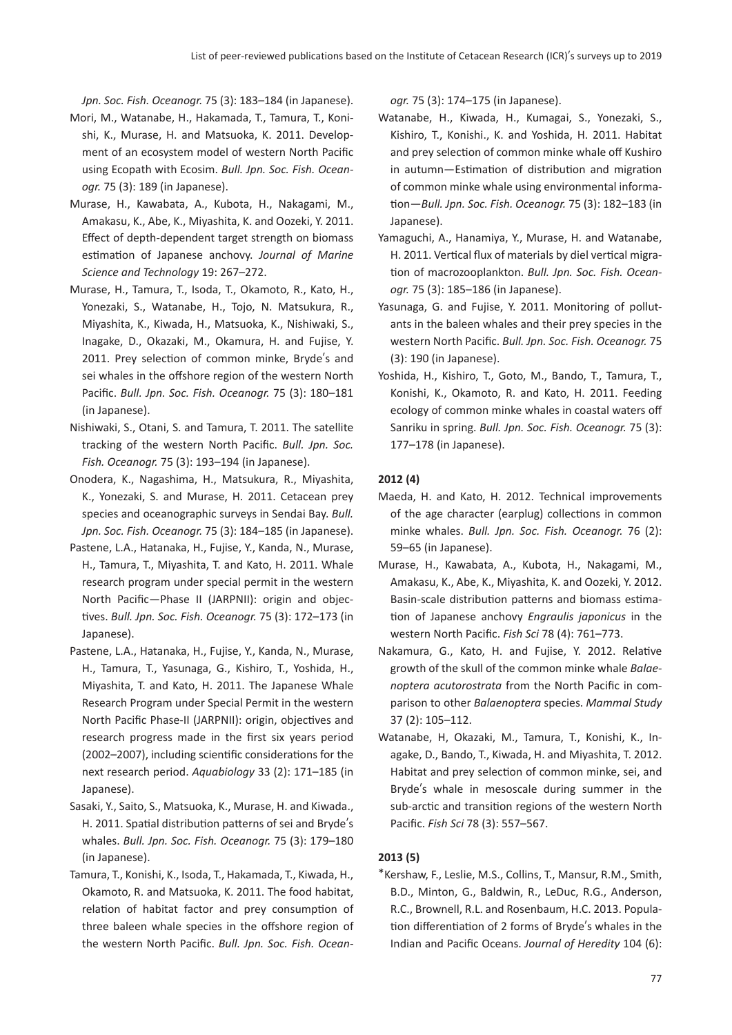*Jpn. Soc. Fish. Oceanogr.* 75 (3): 183–184 (in Japanese).

Mori, M., Watanabe, H., Hakamada, T., Tamura, T., Konishi, K., Murase, H. and Matsuoka, K. 2011. Development of an ecosystem model of western North Pacific using Ecopath with Ecosim. *Bull. Jpn. Soc. Fish. Oceanogr.* 75 (3): 189 (in Japanese).

Murase, H., Kawabata, A., Kubota, H., Nakagami, M., Amakasu, K., Abe, K., Miyashita, K. and Oozeki, Y. 2011. Effect of depth-dependent target strength on biomass estimation of Japanese anchovy. *Journal of Marine Science and Technology* 19: 267–272.

Murase, H., Tamura, T., Isoda, T., Okamoto, R., Kato, H., Yonezaki, S., Watanabe, H., Tojo, N. Matsukura, R., Miyashita, K., Kiwada, H., Matsuoka, K., Nishiwaki, S., Inagake, D., Okazaki, M., Okamura, H. and Fujise, Y. 2011. Prey selection of common minke, Bryde′s and sei whales in the offshore region of the western North Pacific. *Bull. Jpn. Soc. Fish. Oceanogr.* 75 (3): 180–181 (in Japanese).

Nishiwaki, S., Otani, S. and Tamura, T. 2011. The satellite tracking of the western North Pacific. *Bull. Jpn. Soc. Fish. Oceanogr.* 75 (3): 193–194 (in Japanese).

Onodera, K., Nagashima, H., Matsukura, R., Miyashita, K., Yonezaki, S. and Murase, H. 2011. Cetacean prey species and oceanographic surveys in Sendai Bay. *Bull. Jpn. Soc. Fish. Oceanogr.* 75 (3): 184–185 (in Japanese).

Pastene, L.A., Hatanaka, H., Fujise, Y., Kanda, N., Murase, H., Tamura, T., Miyashita, T. and Kato, H. 2011. Whale research program under special permit in the western North Pacific—Phase II (JARPNII): origin and objectives. *Bull. Jpn. Soc. Fish. Oceanogr.* 75 (3): 172–173 (in Japanese).

Pastene, L.A., Hatanaka, H., Fujise, Y., Kanda, N., Murase, H., Tamura, T., Yasunaga, G., Kishiro, T., Yoshida, H., Miyashita, T. and Kato, H. 2011. The Japanese Whale Research Program under Special Permit in the western North Pacific Phase-II (JARPNII): origin, objectives and research progress made in the first six years period (2002–2007), including scientific considerations for the next research period. *Aquabiology* 33 (2): 171–185 (in Japanese).

Sasaki, Y., Saito, S., Matsuoka, K., Murase, H. and Kiwada., H. 2011. Spatial distribution patterns of sei and Bryde′s whales. *Bull. Jpn. Soc. Fish. Oceanogr.* 75 (3): 179–180 (in Japanese).

Tamura, T., Konishi, K., Isoda, T., Hakamada, T., Kiwada, H., Okamoto, R. and Matsuoka, K. 2011. The food habitat, relation of habitat factor and prey consumption of three baleen whale species in the offshore region of the western North Pacific. *Bull. Jpn. Soc. Fish. Oceanogr.* 75 (3): 174–175 (in Japanese).

Watanabe, H., Kiwada, H., Kumagai, S., Yonezaki, S., Kishiro, T., Konishi., K. and Yoshida, H. 2011. Habitat and prey selection of common minke whale off Kushiro in autumn—Estimation of distribution and migration of common minke whale using environmental information—*Bull. Jpn. Soc. Fish. Oceanogr.* 75 (3): 182–183 (in Japanese).

Yamaguchi, A., Hanamiya, Y., Murase, H. and Watanabe, H. 2011. Vertical flux of materials by diel vertical migration of macrozooplankton. *Bull. Jpn. Soc. Fish. Oceanogr.* 75 (3): 185–186 (in Japanese).

Yasunaga, G. and Fujise, Y. 2011. Monitoring of pollutants in the baleen whales and their prey species in the western North Pacific. *Bull. Jpn. Soc. Fish. Oceanogr.* 75 (3): 190 (in Japanese).

Yoshida, H., Kishiro, T., Goto, M., Bando, T., Tamura, T., Konishi, K., Okamoto, R. and Kato, H. 2011. Feeding ecology of common minke whales in coastal waters off Sanriku in spring. *Bull. Jpn. Soc. Fish. Oceanogr.* 75 (3): 177–178 (in Japanese).

**2012 (4)**

Maeda, H. and Kato, H. 2012. Technical improvements of the age character (earplug) collections in common minke whales. *Bull. Jpn. Soc. Fish. Oceanogr.* 76 (2): 59–65 (in Japanese).

Murase, H., Kawabata, A., Kubota, H., Nakagami, M., Amakasu, K., Abe, K., Miyashita, K. and Oozeki, Y. 2012. Basin-scale distribution patterns and biomass estimation of Japanese anchovy *Engraulis japonicus* in the western North Pacific. *Fish Sci* 78 (4): 761–773.

Nakamura, G., Kato, H. and Fujise, Y. 2012. Relative growth of the skull of the common minke whale *Balaenoptera acutorostrata* from the North Pacific in comparison to other *Balaenoptera* species. *Mammal Study* 37 (2): 105–112.

Watanabe, H, Okazaki, M., Tamura, T., Konishi, K., Inagake, D., Bando, T., Kiwada, H. and Miyashita, T. 2012. Habitat and prey selection of common minke, sei, and Bryde′s whale in mesoscale during summer in the sub-arctic and transition regions of the western North Pacific. *Fish Sci* 78 (3): 557–567.

**2013 (5)**

*Kershaw, F., Leslie, M.S., Collins, T., Mansur, R.M., Smith, B.D., Minton, G., Baldwin, R., LeDuc, R.G., Anderson, R.C., Brownell, R.L. and Rosenbaum, H.C. 2013. Population differentiation of 2 forms of Bryde′s whales in the Indian and Pacific Oceans. *Journal of Heredity* 104 (6):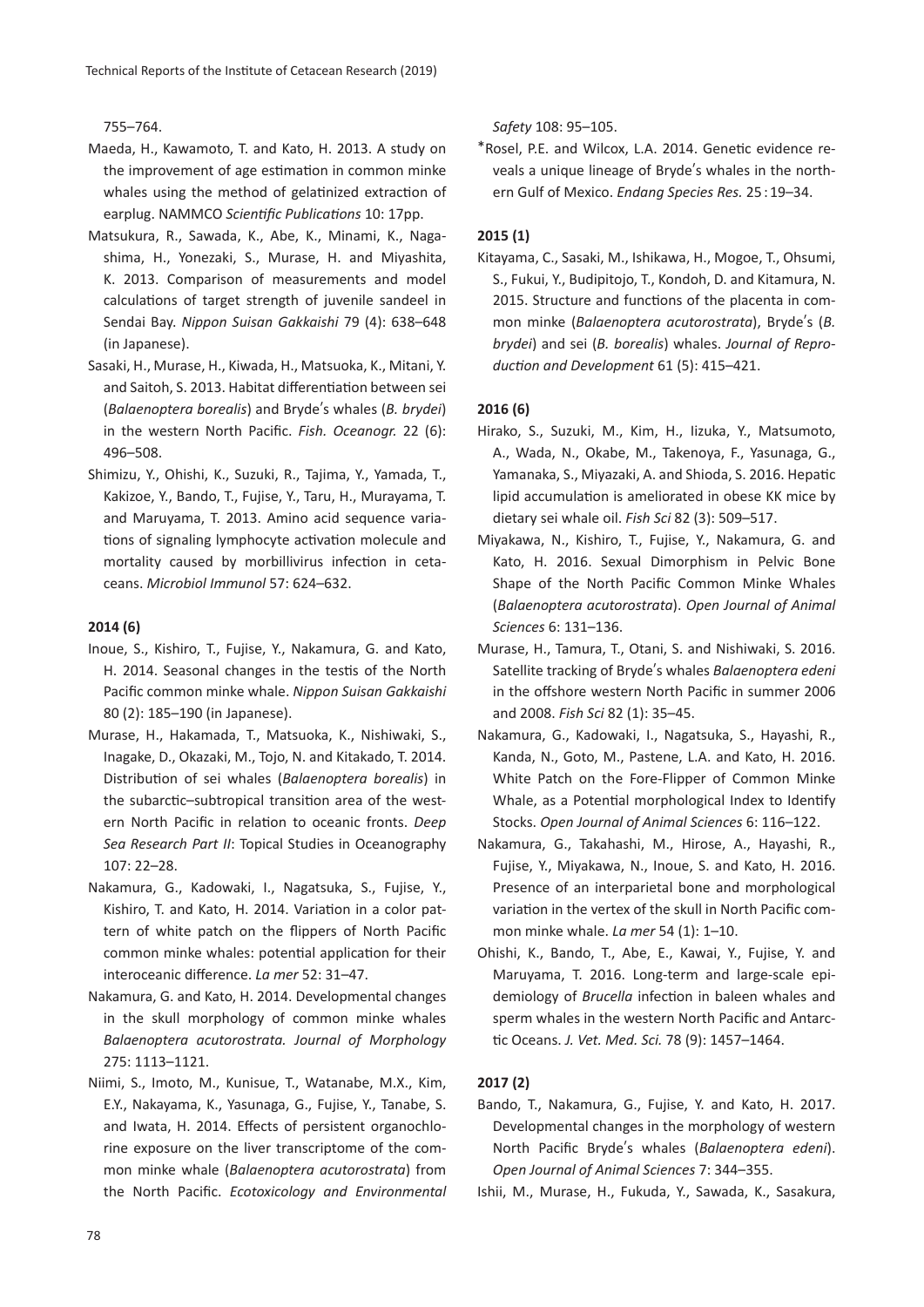755–764.

Maeda, H., Kawamoto, T. and Kato, H. 2013. A study on the improvement of age estimation in common minke whales using the method of gelatinized extraction of earplug. NAMMCO *Scientific Publications* 10: 17pp.

Matsukura, R., Sawada, K., Abe, K., Minami, K., Nagashima, H., Yonezaki, S., Murase, H. and Miyashita, K. 2013. Comparison of measurements and model calculations of target strength of juvenile sandeel in Sendai Bay. *Nippon Suisan Gakkaishi* 79 (4): 638–648 (in Japanese).

Sasaki, H., Murase, H., Kiwada, H., Matsuoka, K., Mitani, Y. and Saitoh, S. 2013. Habitat differentiation between sei (*Balaenoptera borealis*) and Bryde′s whales (*B. brydei*) in the western North Pacific. *Fish. Oceanogr.* 22 (6): 496–508.

Shimizu, Y., Ohishi, K., Suzuki, R., Tajima, Y., Yamada, T., Kakizoe, Y., Bando, T., Fujise, Y., Taru, H., Murayama, T. and Maruyama, T. 2013. Amino acid sequence variations of signaling lymphocyte activation molecule and mortality caused by morbillivirus infection in cetaceans. *Microbiol Immunol* 57: 624–632.

**2014 (6)**

Inoue, S., Kishiro, T., Fujise, Y., Nakamura, G. and Kato, H. 2014. Seasonal changes in the testis of the North Pacific common minke whale. *Nippon Suisan Gakkaishi* 80 (2): 185–190 (in Japanese).

Murase, H., Hakamada, T., Matsuoka, K., Nishiwaki, S., Inagake, D., Okazaki, M., Tojo, N. and Kitakado, T. 2014. Distribution of sei whales (*Balaenoptera borealis*) in the subarctic–subtropical transition area of the western North Pacific in relation to oceanic fronts. *Deep Sea Research Part II*: Topical Studies in Oceanography 107: 22–28.

Nakamura, G., Kadowaki, I., Nagatsuka, S., Fujise, Y., Kishiro, T. and Kato, H. 2014. Variation in a color pattern of white patch on the flippers of North Pacific common minke whales: potential application for their interoceanic difference. *La mer* 52: 31–47.

Nakamura, G. and Kato, H. 2014. Developmental changes in the skull morphology of common minke whales *Balaenoptera acutorostrata. Journal of Morphology* 275: 1113–1121.

Niimi, S., Imoto, M., Kunisue, T., Watanabe, M.X., Kim, E.Y., Nakayama, K., Yasunaga, G., Fujise, Y., Tanabe, S. and Iwata, H. 2014. Effects of persistent organochlorine exposure on the liver transcriptome of the common minke whale (*Balaenoptera acutorostrata*) from the North Pacific. *Ecotoxicology and Environmental Safety* 108: 95–105.

*Rosel, P.E. and Wilcox, L.A. 2014. Genetic evidence reveals a unique lineage of Bryde′s whales in the northern Gulf of Mexico. *Endang Species Res.* 25 : 19–34.

**2015 (1)**

Kitayama, C., Sasaki, M., Ishikawa, H., Mogoe, T., Ohsumi, S., Fukui, Y., Budipitojo, T., Kondoh, D. and Kitamura, N. 2015. Structure and functions of the placenta in common minke (*Balaenoptera acutorostrata*), Bryde′s (*B. brydei*) and sei (*B. borealis*) whales. *Journal of Reproduction and Development* 61 (5): 415–421.

**2016 (6)**

Hirako, S., Suzuki, M., Kim, H., Iizuka, Y., Matsumoto, A., Wada, N., Okabe, M., Takenoya, F., Yasunaga, G., Yamanaka, S., Miyazaki, A. and Shioda, S. 2016. Hepatic lipid accumulation is ameliorated in obese KK mice by dietary sei whale oil. *Fish Sci* 82 (3): 509–517.

Miyakawa, N., Kishiro, T., Fujise, Y., Nakamura, G. and Kato, H. 2016. Sexual Dimorphism in Pelvic Bone Shape of the North Pacific Common Minke Whales (*Balaenoptera acutorostrata*). *Open Journal of Animal Sciences* 6: 131–136.

Murase, H., Tamura, T., Otani, S. and Nishiwaki, S. 2016. Satellite tracking of Bryde′s whales *Balaenoptera edeni* in the offshore western North Pacific in summer 2006 and 2008. *Fish Sci* 82 (1): 35–45.

Nakamura, G., Kadowaki, I., Nagatsuka, S., Hayashi, R., Kanda, N., Goto, M., Pastene, L.A. and Kato, H. 2016. White Patch on the Fore-Flipper of Common Minke Whale, as a Potential morphological Index to Identify Stocks. *Open Journal of Animal Sciences* 6: 116–122.

Nakamura, G., Takahashi, M., Hirose, A., Hayashi, R., Fujise, Y., Miyakawa, N., Inoue, S. and Kato, H. 2016. Presence of an interparietal bone and morphological variation in the vertex of the skull in North Pacific common minke whale. *La mer* 54 (1): 1–10.

Ohishi, K., Bando, T., Abe, E., Kawai, Y., Fujise, Y. and Maruyama, T. 2016. Long-term and large-scale epidemiology of *Brucella* infection in baleen whales and sperm whales in the western North Pacific and Antarctic Oceans. *J. Vet. Med. Sci.* 78 (9): 1457–1464.

**2017 (2)**

Bando, T., Nakamura, G., Fujise, Y. and Kato, H. 2017. Developmental changes in the morphology of western North Pacific Bryde′s whales (*Balaenoptera edeni*). *Open Journal of Animal Sciences* 7: 344–355.

Ishii, M., Murase, H., Fukuda, Y., Sawada, K., Sasakura,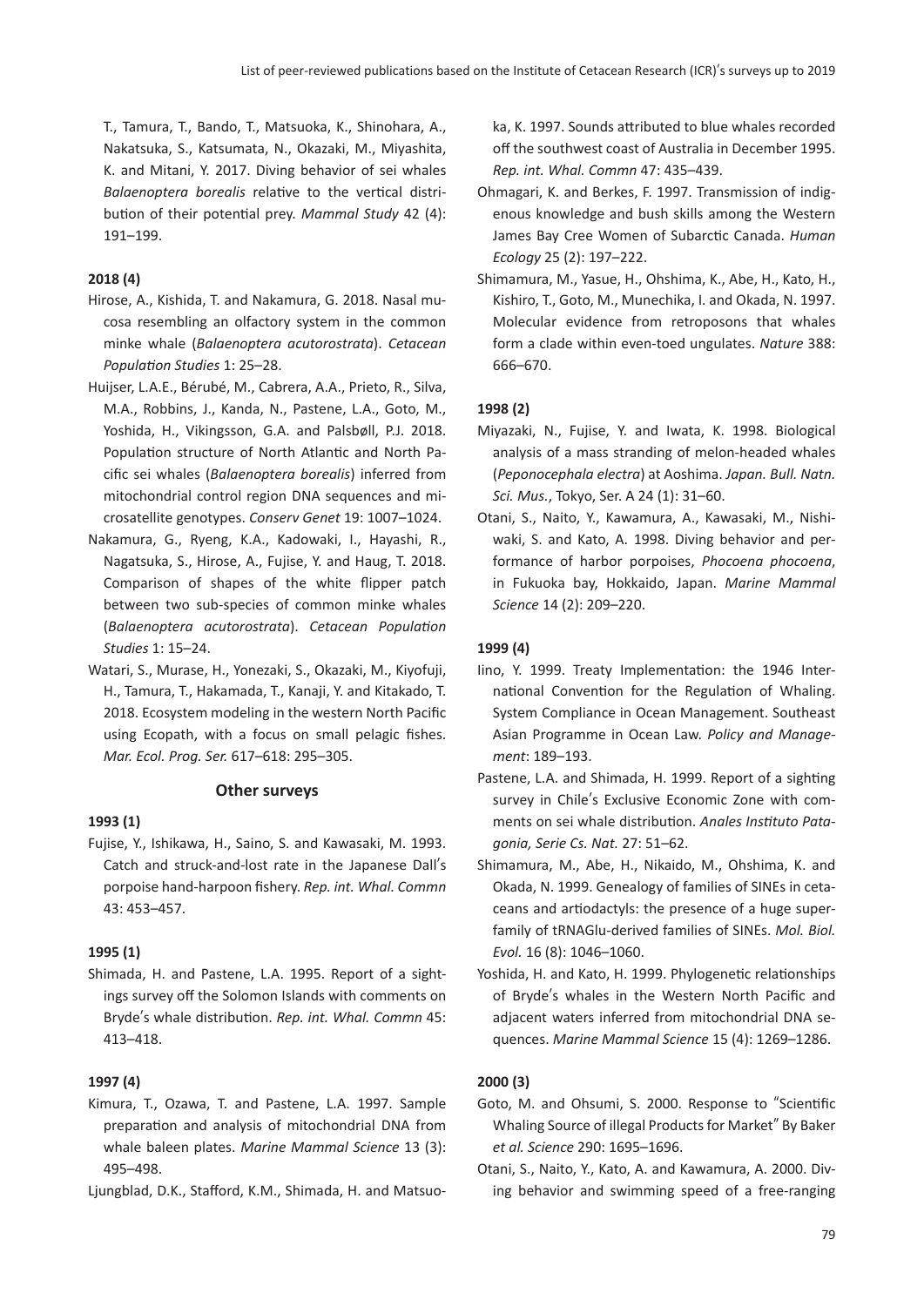T., Tamura, T., Bando, T., Matsuoka, K., Shinohara, A., Nakatsuka, S., Katsumata, N., Okazaki, M., Miyashita, K. and Mitani, Y. 2017. Diving behavior of sei whales *Balaenoptera borealis* relative to the vertical distribution of their potential prey. *Mammal Study* 42 (4): 191–199.

**2018 (4)**

Hirose, A., Kishida, T. and Nakamura, G. 2018. Nasal mucosa resembling an olfactory system in the common minke whale (*Balaenoptera acutorostrata*). *Cetacean Population Studies* 1: 25–28.

Huijser, L.A.E., Bérubé, M., Cabrera, A.A., Prieto, R., Silva, M.A., Robbins, J., Kanda, N., Pastene, L.A., Goto, M., Yoshida, H., Vikingsson, G.A. and Palsbøll, P.J. 2018. Population structure of North Atlantic and North Pacific sei whales (*Balaenoptera borealis*) inferred from mitochondrial control region DNA sequences and microsatellite genotypes. *Conserv Genet* 19: 1007–1024.

Nakamura, G., Ryeng, K.A., Kadowaki, I., Hayashi, R., Nagatsuka, S., Hirose, A., Fujise, Y. and Haug, T. 2018. Comparison of shapes of the white flipper patch between two sub-species of common minke whales (*Balaenoptera acutorostrata*). *Cetacean Population Studies* 1: 15–24.

Watari, S., Murase, H., Yonezaki, S., Okazaki, M., Kiyofuji, H., Tamura, T., Hakamada, T., Kanaji, Y. and Kitakado, T. 2018. Ecosystem modeling in the western North Pacific using Ecopath, with a focus on small pelagic fishes. *Mar. Ecol. Prog. Ser.* 617–618: 295–305.

## Other surveys

**1993 (1)**

Fujise, Y., Ishikawa, H., Saino, S. and Kawasaki, M. 1993. Catch and struck-and-lost rate in the Japanese Dall's porpoise hand-harpoon fishery. *Rep. int. Whal. Commn* 43: 453–457.

**1995 (1)**

Shimada, H. and Pastene, L.A. 1995. Report of a sightings survey off the Solomon Islands with comments on Bryde's whale distribution. *Rep. int. Whal. Commn* 45: 413–418.

**1997 (4)**

Kimura, T., Ozawa, T. and Pastene, L.A. 1997. Sample preparation and analysis of mitochondrial DNA from whale baleen plates. *Marine Mammal Science* 13 (3): 495–498.

Ljungblad, D.K., Stafford, K.M., Shimada, H. and Matsuoka, K. 1997. Sounds attributed to blue whales recorded off the southwest coast of Australia in December 1995. *Rep. int. Whal. Commn* 47: 435–439.

Ohmagari, K. and Berkes, F. 1997. Transmission of indigenous knowledge and bush skills among the Western James Bay Cree Women of Subarctic Canada. *Human Ecology* 25 (2): 197–222.

Shimamura, M., Yasue, H., Ohshima, K., Abe, H., Kato, H., Kishiro, T., Goto, M., Munechika, I. and Okada, N. 1997. Molecular evidence from retroposons that whales form a clade within even-toed ungulates. *Nature* 388: 666–670.

**1998 (2)**

Miyazaki, N., Fujise, Y. and Iwata, K. 1998. Biological analysis of a mass stranding of melon-headed whales (*Peponocephala electra*) at Aoshima. *Japan. Bull. Natn. Sci. Mus.*, Tokyo, Ser. A 24 (1): 31–60.

Otani, S., Naito, Y., Kawamura, A., Kawasaki, M., Nishiwaki, S. and Kato, A. 1998. Diving behavior and performance of harbor porpoises, *Phocoena phocoena*, in Fukuoka bay, Hokkaido, Japan. *Marine Mammal Science* 14 (2): 209–220.

**1999 (4)**

Iino, Y. 1999. Treaty Implementation: the 1946 International Convention for the Regulation of Whaling. System Compliance in Ocean Management. Southeast Asian Programme in Ocean Law. *Policy and Management*: 189–193.

Pastene, L.A. and Shimada, H. 1999. Report of a sighting survey in Chile's Exclusive Economic Zone with comments on sei whale distribution. *Anales Instituto Patagonia, Serie Cs. Nat.* 27: 51–62.

Shimamura, M., Abe, H., Nikaido, M., Ohshima, K. and Okada, N. 1999. Genealogy of families of SINEs in cetaceans and artiodactyls: the presence of a huge superfamily of tRNAGlu-derived families of SINEs. *Mol. Biol. Evol.* 16 (8): 1046–1060.

Yoshida, H. and Kato, H. 1999. Phylogenetic relationships of Bryde's whales in the Western North Pacific and adjacent waters inferred from mitochondrial DNA sequences. *Marine Mammal Science* 15 (4): 1269–1286.

**2000 (3)**

Goto, M. and Ohsumi, S. 2000. Response to "Scientific Whaling Source of illegal Products for Market" By Baker *et al. Science* 290: 1695–1696.

Otani, S., Naito, Y., Kato, A. and Kawamura, A. 2000. Diving behavior and swimming speed of a free-ranging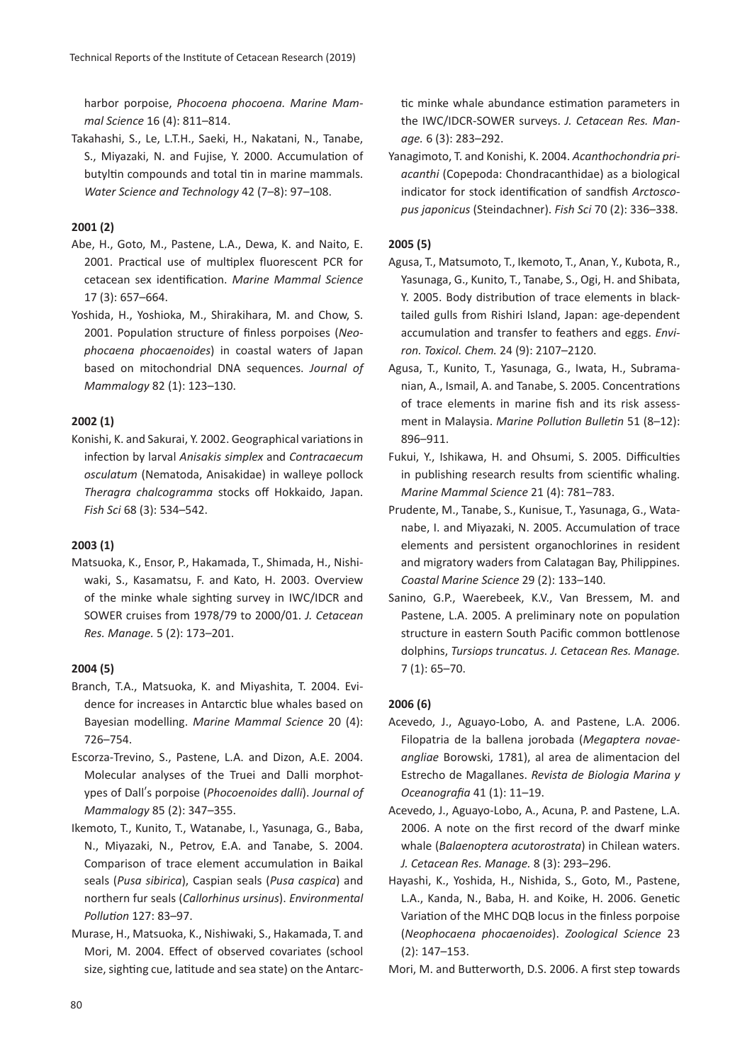harbor porpoise, *Phocoena phocoena. Marine Mammal Science* 16 (4): 811–814.

Takahashi, S., Le, L.T.H., Saeki, H., Nakatani, N., Tanabe, S., Miyazaki, N. and Fujise, Y. 2000. Accumulation of butyltin compounds and total tin in marine mammals. *Water Science and Technology* 42 (7–8): 97–108.

**2001 (2)**

Abe, H., Goto, M., Pastene, L.A., Dewa, K. and Naito, E. 2001. Practical use of multiplex fluorescent PCR for cetacean sex identification. *Marine Mammal Science* 17 (3): 657–664.

Yoshida, H., Yoshioka, M., Shirakihara, M. and Chow, S. 2001. Population structure of finless porpoises (*Neophocaena phocaenoides*) in coastal waters of Japan based on mitochondrial DNA sequences. *Journal of Mammalogy* 82 (1): 123–130.

**2002 (1)**

Konishi, K. and Sakurai, Y. 2002. Geographical variations in infection by larval *Anisakis simplex* and *Contracaecum osculatum* (Nematoda, Anisakidae) in walleye pollock *Theragra chalcogramma* stocks off Hokkaido, Japan. *Fish Sci* 68 (3): 534–542.

**2003 (1)**

Matsuoka, K., Ensor, P., Hakamada, T., Shimada, H., Nishiwaki, S., Kasamatsu, F. and Kato, H. 2003. Overview of the minke whale sighting survey in IWC/IDCR and SOWER cruises from 1978/79 to 2000/01. *J. Cetacean Res. Manage.* 5 (2): 173–201.

**2004 (5)**

Branch, T.A., Matsuoka, K. and Miyashita, T. 2004. Evidence for increases in Antarctic blue whales based on Bayesian modelling. *Marine Mammal Science* 20 (4): 726–754.

Escorza-Trevino, S., Pastene, L.A. and Dizon, A.E. 2004. Molecular analyses of the Truei and Dalli morphotypes of Dall's porpoise (*Phocoenoides dalli*). *Journal of Mammalogy* 85 (2): 347–355.

Ikemoto, T., Kunito, T., Watanabe, I., Yasunaga, G., Baba, N., Miyazaki, N., Petrov, E.A. and Tanabe, S. 2004. Comparison of trace element accumulation in Baikal seals (*Pusa sibirica*), Caspian seals (*Pusa caspica*) and northern fur seals (*Callorhinus ursinus*). *Environmental Pollution* 127: 83–97.

Murase, H., Matsuoka, K., Nishiwaki, S., Hakamada, T. and Mori, M. 2004. Effect of observed covariates (school size, sighting cue, latitude and sea state) on the Antarctic minke whale abundance estimation parameters in the IWC/IDCR-SOWER surveys. *J. Cetacean Res. Manage.* 6 (3): 283–292.

Yanagimoto, T. and Konishi, K. 2004. *Acanthochondria priacanthi* (Copepoda: Chondracanthidae) as a biological indicator for stock identification of sandfish *Arctoscopus japonicus* (Steindachner). *Fish Sci* 70 (2): 336–338.

**2005 (5)**

Agusa, T., Matsumoto, T., Ikemoto, T., Anan, Y., Kubota, R., Yasunaga, G., Kunito, T., Tanabe, S., Ogi, H. and Shibata, Y. 2005. Body distribution of trace elements in black-tailed gulls from Rishiri Island, Japan: age-dependent accumulation and transfer to feathers and eggs. *Environ. Toxicol. Chem.* 24 (9): 2107–2120.

Agusa, T., Kunito, T., Yasunaga, G., Iwata, H., Subramanian, A., Ismail, A. and Tanabe, S. 2005. Concentrations of trace elements in marine fish and its risk assessment in Malaysia. *Marine Pollution Bulletin* 51 (8–12): 896–911.

Fukui, Y., Ishikawa, H. and Ohsumi, S. 2005. Difficulties in publishing research results from scientific whaling. *Marine Mammal Science* 21 (4): 781–783.

Prudente, M., Tanabe, S., Kunisue, T., Yasunaga, G., Watanabe, I. and Miyazaki, N. 2005. Accumulation of trace elements and persistent organochlorines in resident and migratory waders from Calatagan Bay, Philippines. *Coastal Marine Science* 29 (2): 133–140.

Sanino, G.P., Waerebeek, K.V., Van Bressem, M. and Pastene, L.A. 2005. A preliminary note on population structure in eastern South Pacific common bottlenose dolphins, *Tursiops truncatus. J. Cetacean Res. Manage.* 7 (1): 65–70.

**2006 (6)**

Acevedo, J., Aguayo-Lobo, A. and Pastene, L.A. 2006. Filopatria de la ballena jorobada (*Megaptera novaeangliae* Borowski, 1781), al area de alimentacion del Estrecho de Magallanes. *Revista de Biologia Marina y Oceanografia* 41 (1): 11–19.

Acevedo, J., Aguayo-Lobo, A., Acuna, P. and Pastene, L.A. 2006. A note on the first record of the dwarf minke whale (*Balaenoptera acutorostrata*) in Chilean waters. *J. Cetacean Res. Manage.* 8 (3): 293–296.

Hayashi, K., Yoshida, H., Nishida, S., Goto, M., Pastene, L.A., Kanda, N., Baba, H. and Koike, H. 2006. Genetic Variation of the MHC DQB locus in the finless porpoise (*Neophocaena phocaenoides*). *Zoological Science* 23 (2): 147–153.

Mori, M. and Butterworth, D.S. 2006. A first step towards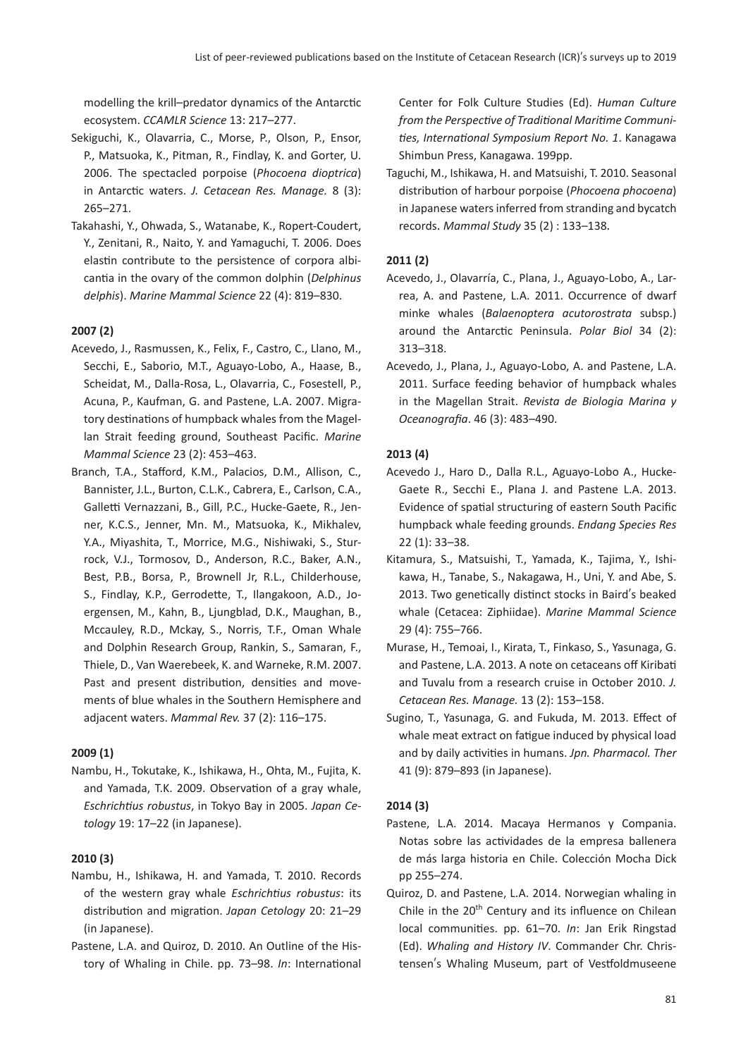modelling the krill–predator dynamics of the Antarctic ecosystem. *CCAMLR Science* 13: 217–277.

Sekiguchi, K., Olavarria, C., Morse, P., Olson, P., Ensor, P., Matsuoka, K., Pitman, R., Findlay, K. and Gorter, U. 2006. The spectacled porpoise (*Phocoena dioptrica*) in Antarctic waters. *J. Cetacean Res. Manage.* 8 (3): 265–271.

Takahashi, Y., Ohwada, S., Watanabe, K., Ropert-Coudert, Y., Zenitani, R., Naito, Y. and Yamaguchi, T. 2006. Does elastin contribute to the persistence of corpora albicantia in the ovary of the common dolphin (*Delphinus delphis*). *Marine Mammal Science* 22 (4): 819–830.

**2007 (2)**

Acevedo, J., Rasmussen, K., Felix, F., Castro, C., Llano, M., Secchi, E., Saborio, M.T., Aguayo-Lobo, A., Haase, B., Scheidat, M., Dalla-Rosa, L., Olavarria, C., Fosestell, P., Acuna, P., Kaufman, G. and Pastene, L.A. 2007. Migratory destinations of humpback whales from the Magellan Strait feeding ground, Southeast Pacific. *Marine Mammal Science* 23 (2): 453–463.

Branch, T.A., Stafford, K.M., Palacios, D.M., Allison, C., Bannister, J.L., Burton, C.L.K., Cabrera, E., Carlson, C.A., Galletti Vernazzani, B., Gill, P.C., Hucke-Gaete, R., Jenner, K.C.S., Jenner, Mn. M., Matsuoka, K., Mikhalev, Y.A., Miyashita, T., Morrice, M.G., Nishiwaki, S., Sturrock, V.J., Tormosov, D., Anderson, R.C., Baker, A.N., Best, P.B., Borsa, P., Brownell Jr, R.L., Childerhouse, S., Findlay, K.P., Gerrodette, T., Ilangakoon, A.D., Joergensen, M., Kahn, B., Ljungblad, D.K., Maughan, B., Mccauley, R.D., Mckay, S., Norris, T.F., Oman Whale and Dolphin Research Group, Rankin, S., Samaran, F., Thiele, D., Van Waerebeek, K. and Warneke, R.M. 2007. Past and present distribution, densities and movements of blue whales in the Southern Hemisphere and adjacent waters. *Mammal Rev.* 37 (2): 116–175.

**2009 (1)**

Nambu, H., Tokutake, K., Ishikawa, H., Ohta, M., Fujita, K. and Yamada, T.K. 2009. Observation of a gray whale, *Eschrichtius robustus*, in Tokyo Bay in 2005. *Japan Cetology* 19: 17–22 (in Japanese).

**2010 (3)**

Nambu, H., Ishikawa, H. and Yamada, T. 2010. Records of the western gray whale *Eschrichtius robustus*: its distribution and migration. *Japan Cetology* 20: 21–29 (in Japanese).

Pastene, L.A. and Quiroz, D. 2010. An Outline of the History of Whaling in Chile. pp. 73–98. *In*: International Center for Folk Culture Studies (Ed). *Human Culture from the Perspective of Traditional Maritime Communities, International Symposium Report No. 1*. Kanagawa Shimbun Press, Kanagawa. 199pp.

Taguchi, M., Ishikawa, H. and Matsuishi, T. 2010. Seasonal distribution of harbour porpoise (*Phocoena phocoena*) in Japanese waters inferred from stranding and bycatch records. *Mammal Study* 35 (2) : 133–138.

**2011 (2)**

Acevedo, J., Olavarría, C., Plana, J., Aguayo-Lobo, A., Larrea, A. and Pastene, L.A. 2011. Occurrence of dwarf minke whales (*Balaenoptera acutorostrata* subsp.) around the Antarctic Peninsula. *Polar Biol* 34 (2): 313–318.

Acevedo, J., Plana, J., Aguayo-Lobo, A. and Pastene, L.A. 2011. Surface feeding behavior of humpback whales in the Magellan Strait. *Revista de Biologia Marina y Oceanografia*. 46 (3): 483–490.

**2013 (4)**

Acevedo J., Haro D., Dalla R.L., Aguayo-Lobo A., Hucke-Gaete R., Secchi E., Plana J. and Pastene L.A. 2013. Evidence of spatial structuring of eastern South Pacific humpback whale feeding grounds. *Endang Species Res* 22 (1): 33–38.

Kitamura, S., Matsuishi, T., Yamada, K., Tajima, Y., Ishikawa, H., Tanabe, S., Nakagawa, H., Uni, Y. and Abe, S. 2013. Two genetically distinct stocks in Baird's beaked whale (Cetacea: Ziphiidae). *Marine Mammal Science* 29 (4): 755–766.

Murase, H., Temoai, I., Kirata, T., Finkaso, S., Yasunaga, G. and Pastene, L.A. 2013. A note on cetaceans off Kiribati and Tuvalu from a research cruise in October 2010. *J. Cetacean Res. Manage.* 13 (2): 153–158.

Sugino, T., Yasunaga, G. and Fukuda, M. 2013. Effect of whale meat extract on fatigue induced by physical load and by daily activities in humans. *Jpn. Pharmacol. Ther* 41 (9): 879–893 (in Japanese).

**2014 (3)**

Pastene, L.A. 2014. Macaya Hermanos y Compania. Notas sobre las actividades de la empresa ballenera de más larga historia en Chile. Colección Mocha Dick pp 255–274.

Quiroz, D. and Pastene, L.A. 2014. Norwegian whaling in Chile in the 20$^{th}$ Century and its influence on Chilean local communities. pp. 61–70. *In*: Jan Erik Ringstad (Ed). *Whaling and History IV*. Commander Chr. Christensen's Whaling Museum, part of Vestfoldmuseene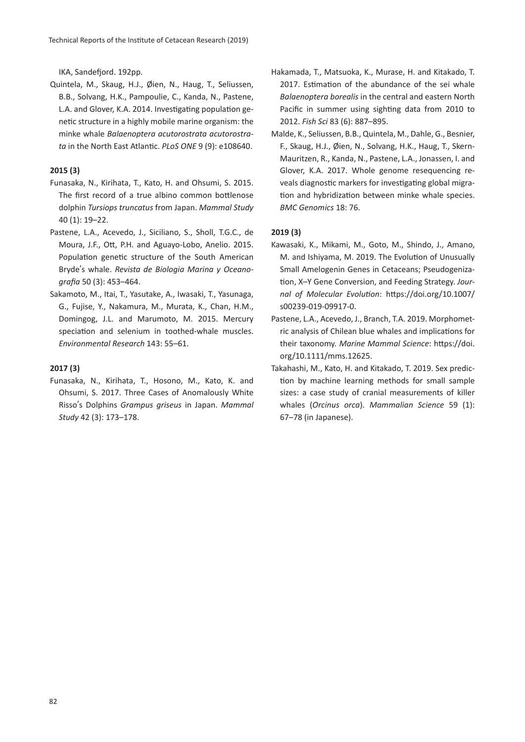IKA, Sandefjord. 192pp.

Quintela, M., Skaug, H.J., Øien, N., Haug, T., Seliussen, B.B., Solvang, H.K., Pampoulie, C., Kanda, N., Pastene, L.A. and Glover, K.A. 2014. Investigating population genetic structure in a highly mobile marine organism: the minke whale *Balaenoptera acutorostrata acutorostrata* in the North East Atlantic. *PLoS ONE* 9 (9): e108640.

**2015 (3)**

Funasaka, N., Kirihata, T., Kato, H. and Ohsumi, S. 2015. The first record of a true albino common bottlenose dolphin *Tursiops truncatus* from Japan. *Mammal Study* 40 (1): 19–22.

Pastene, L.A., Acevedo, J., Siciliano, S., Sholl, T.G.C., de Moura, J.F., Ott, P.H. and Aguayo-Lobo, Anelio. 2015. Population genetic structure of the South American Bryde's whale. *Revista de Biologia Marina y Oceanografia* 50 (3): 453–464.

Sakamoto, M., Itai, T., Yasutake, A., Iwasaki, T., Yasunaga, G., Fujise, Y., Nakamura, M., Murata, K., Chan, H.M., Domingog, J.L. and Marumoto, M. 2015. Mercury speciation and selenium in toothed-whale muscles. *Environmental Research* 143: 55–61.

**2017 (3)**

Funasaka, N., Kirihata, T., Hosono, M., Kato, K. and Ohsumi, S. 2017. Three Cases of Anomalously White Risso's Dolphins *Grampus griseus* in Japan. *Mammal Study* 42 (3): 173–178.

Hakamada, T., Matsuoka, K., Murase, H. and Kitakado, T. 2017. Estimation of the abundance of the sei whale *Balaenoptera borealis* in the central and eastern North Pacific in summer using sighting data from 2010 to 2012. *Fish Sci* 83 (6): 887–895.

Malde, K., Seliussen, B.B., Quintela, M., Dahle, G., Besnier, F., Skaug, H.J., Øien, N., Solvang, H.K., Haug, T., Skern-Mauritzen, R., Kanda, N., Pastene, L.A., Jonassen, I. and Glover, K.A. 2017. Whole genome resequencing reveals diagnostic markers for investigating global migration and hybridization between minke whale species. *BMC Genomics* 18: 76.

**2019 (3)**

Kawasaki, K., Mikami, M., Goto, M., Shindo, J., Amano, M. and Ishiyama, M. 2019. The Evolution of Unusually Small Amelogenin Genes in Cetaceans; Pseudogenization, X–Y Gene Conversion, and Feeding Strategy. *Journal of Molecular Evolution*: https://doi.org/10.1007/s00239-019-09917-0.

Pastene, L.A., Acevedo, J., Branch, T.A. 2019. Morphometric analysis of Chilean blue whales and implications for their taxonomy. *Marine Mammal Science*: https://doi.org/10.1111/mms.12625.

Takahashi, M., Kato, H. and Kitakado, T. 2019. Sex prediction by machine learning methods for small sample sizes: a case study of cranial measurements of killer whales (*Orcinus orca*). *Mammalian Science* 59 (1): 67–78 (in Japanese).